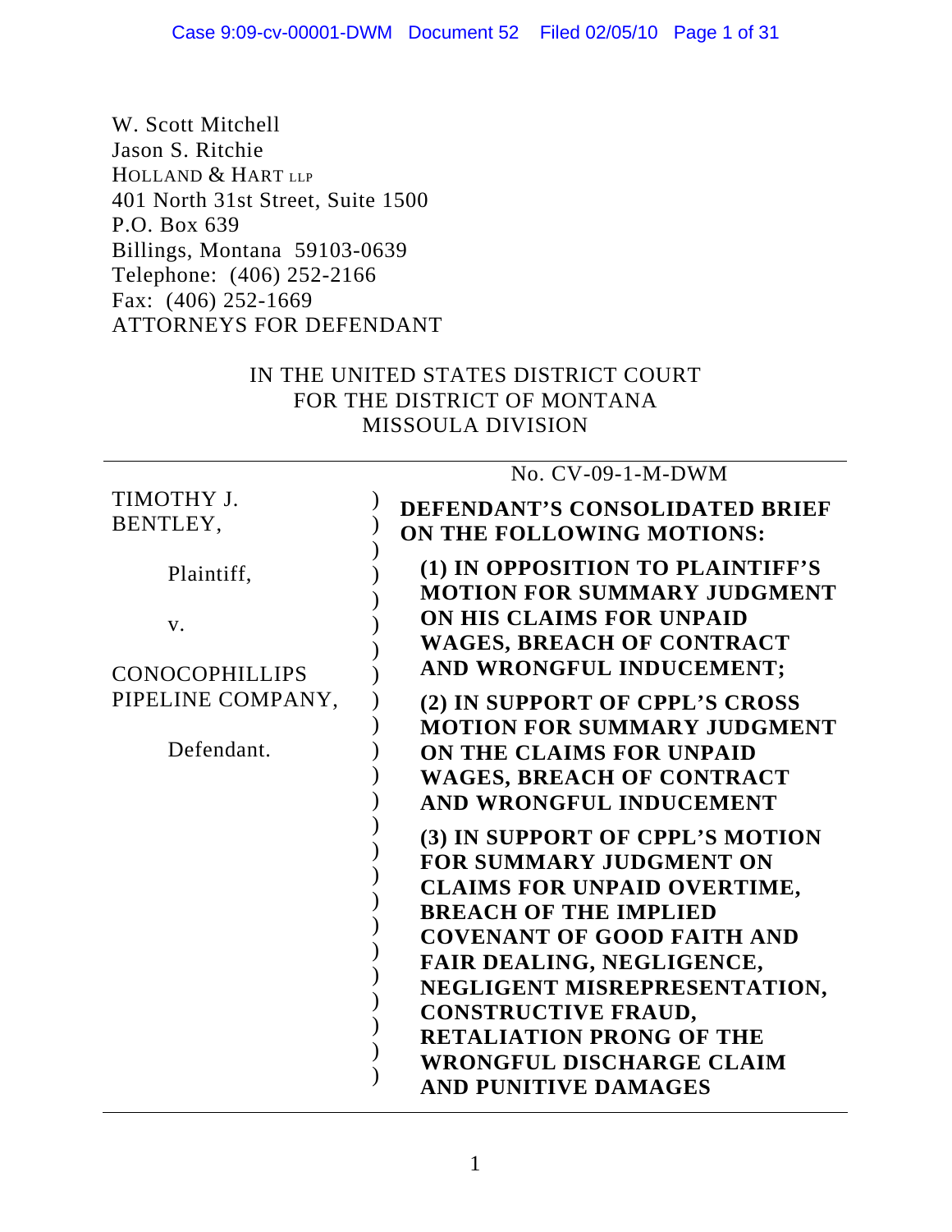W. Scott Mitchell
Jason S. Ritchie
HOLLAND & HART LLP
401 North 31st Street, Suite 1500
P.O. Box 639
Billings, Montana 59103-0639
Telephone: (406) 252-2166
Fax: (406) 252-1669
ATTORNEYS FOR DEFENDANT

IN THE UNITED STATES DISTRICT COURT
FOR THE DISTRICT OF MONTANA
MISSOULA DIVISION

No. CV-09-1-M-DWM

TIMOTHY J. BENTLEY,

Plaintiff,

v.

CONOCOPHILLIPS PIPELINE COMPANY,

Defendant.

**DEFENDANT'S CONSOLIDATED BRIEF ON THE FOLLOWING MOTIONS:**

**(1) IN OPPOSITION TO PLAINTIFF'S MOTION FOR SUMMARY JUDGMENT ON HIS CLAIMS FOR UNPAID WAGES, BREACH OF CONTRACT AND WRONGFUL INDUCEMENT;**

**(2) IN SUPPORT OF CPPL'S CROSS MOTION FOR SUMMARY JUDGMENT ON THE CLAIMS FOR UNPAID WAGES, BREACH OF CONTRACT AND WRONGFUL INDUCEMENT**

**(3) IN SUPPORT OF CPPL'S MOTION FOR SUMMARY JUDGMENT ON CLAIMS FOR UNPAID OVERTIME, BREACH OF THE IMPLIED COVENANT OF GOOD FAITH AND FAIR DEALING, NEGLIGENCE, NEGLIGENT MISREPRESENTATION, CONSTRUCTIVE FRAUD, RETALIATION PRONG OF THE WRONGFUL DISCHARGE CLAIM AND PUNITIVE DAMAGES**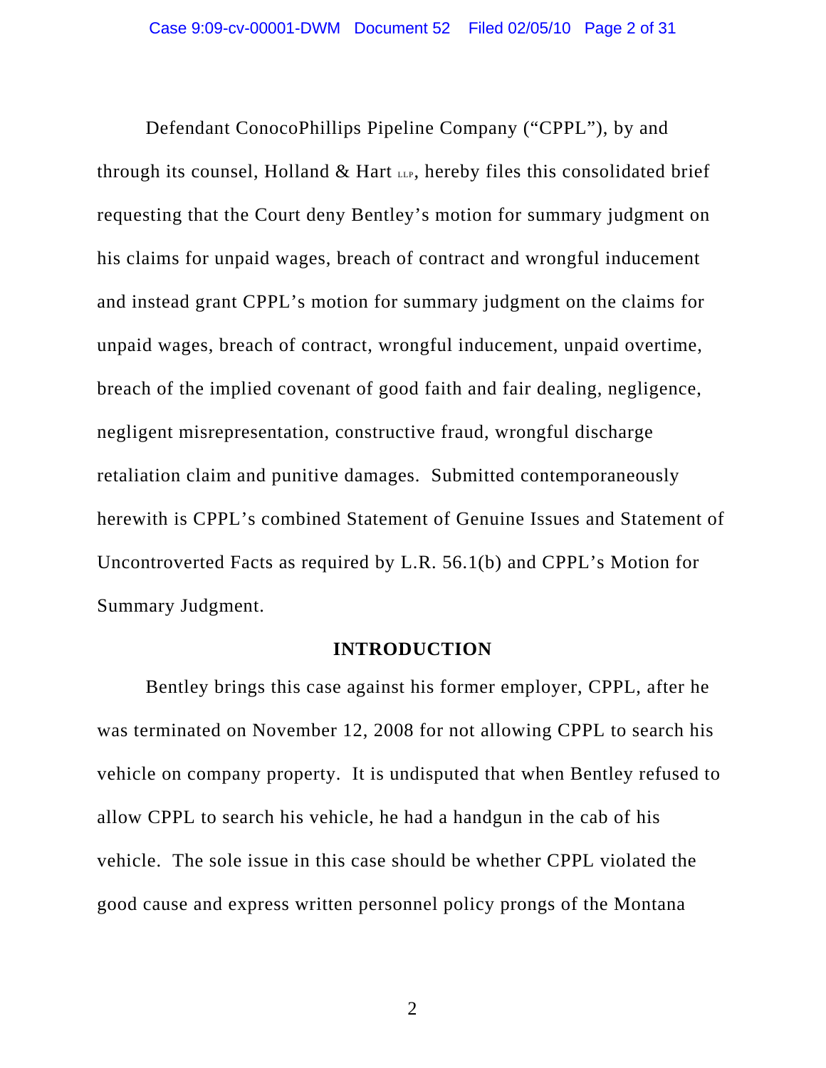Defendant ConocoPhillips Pipeline Company ("CPPL"), by and through its counsel, Holland & Hart LLP, hereby files this consolidated brief requesting that the Court deny Bentley's motion for summary judgment on his claims for unpaid wages, breach of contract and wrongful inducement and instead grant CPPL's motion for summary judgment on the claims for unpaid wages, breach of contract, wrongful inducement, unpaid overtime, breach of the implied covenant of good faith and fair dealing, negligence, negligent misrepresentation, constructive fraud, wrongful discharge retaliation claim and punitive damages. Submitted contemporaneously herewith is CPPL's combined Statement of Genuine Issues and Statement of Uncontroverted Facts as required by L.R. 56.1(b) and CPPL's Motion for Summary Judgment.

## INTRODUCTION

Bentley brings this case against his former employer, CPPL, after he was terminated on November 12, 2008 for not allowing CPPL to search his vehicle on company property. It is undisputed that when Bentley refused to allow CPPL to search his vehicle, he had a handgun in the cab of his vehicle. The sole issue in this case should be whether CPPL violated the good cause and express written personnel policy prongs of the Montana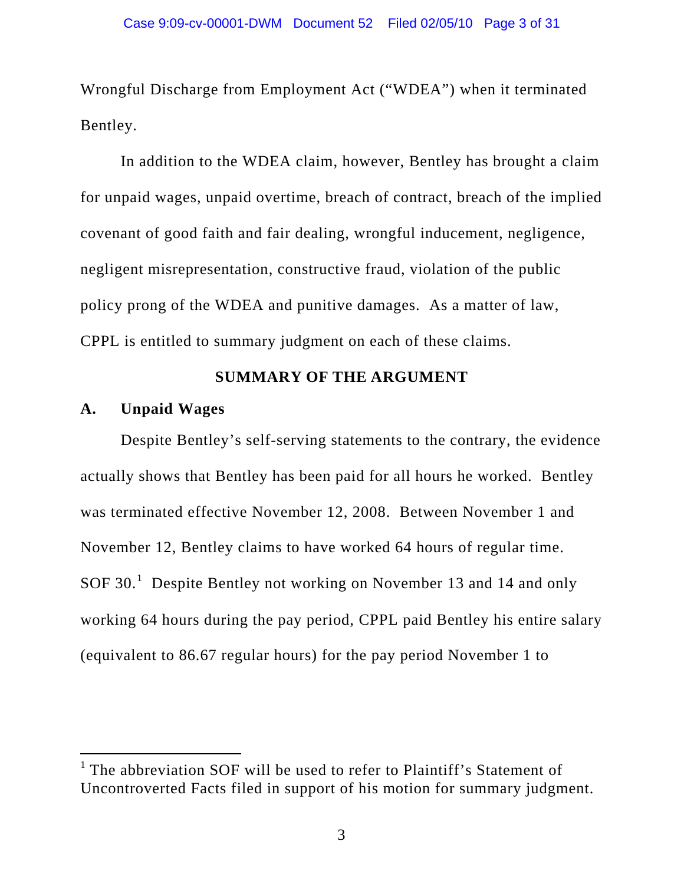Wrongful Discharge from Employment Act ("WDEA") when it terminated Bentley.

In addition to the WDEA claim, however, Bentley has brought a claim for unpaid wages, unpaid overtime, breach of contract, breach of the implied covenant of good faith and fair dealing, wrongful inducement, negligence, negligent misrepresentation, constructive fraud, violation of the public policy prong of the WDEA and punitive damages. As a matter of law, CPPL is entitled to summary judgment on each of these claims.

## SUMMARY OF THE ARGUMENT

### A. Unpaid Wages

Despite Bentley's self-serving statements to the contrary, the evidence actually shows that Bentley has been paid for all hours he worked. Bentley was terminated effective November 12, 2008. Between November 1 and November 12, Bentley claims to have worked 64 hours of regular time. SOF 30.[1] Despite Bentley not working on November 13 and 14 and only working 64 hours during the pay period, CPPL paid Bentley his entire salary (equivalent to 86.67 regular hours) for the pay period November 1 to

---

[1] The abbreviation SOF will be used to refer to Plaintiff's Statement of Uncontroverted Facts filed in support of his motion for summary judgment.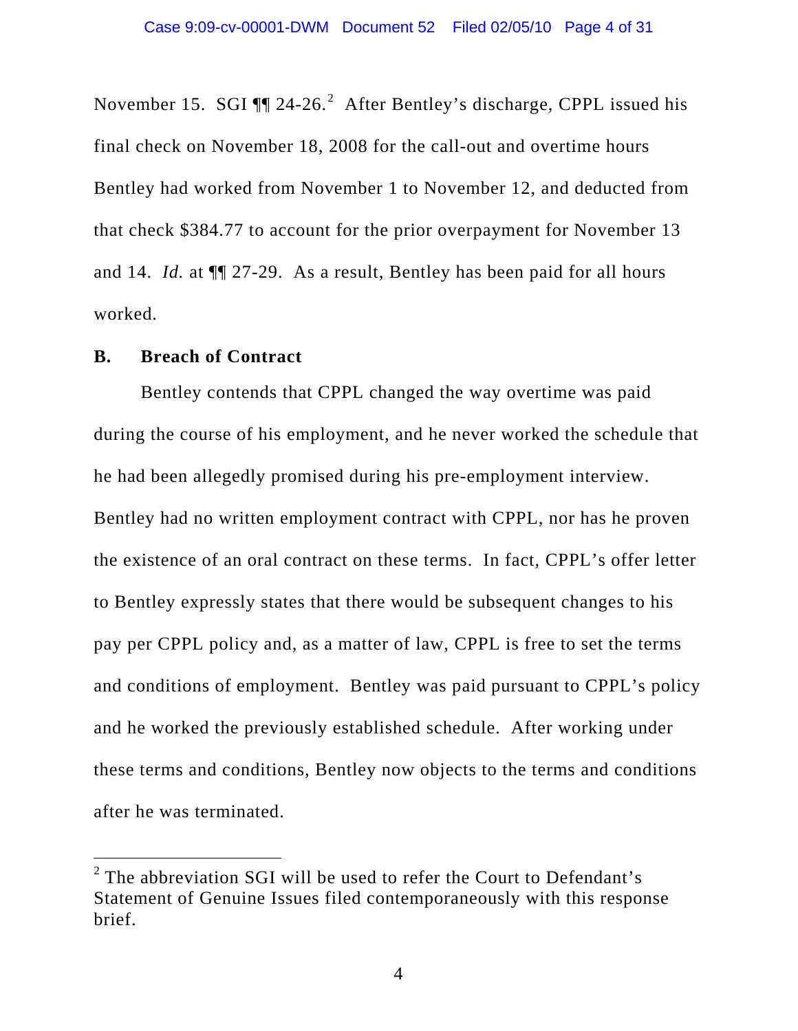November 15. SGI ¶¶ 24-26.[2] After Bentley's discharge, CPPL issued his final check on November 18, 2008 for the call-out and overtime hours Bentley had worked from November 1 to November 12, and deducted from that check $384.77 to account for the prior overpayment for November 13 and 14. *Id.* at ¶¶ 27-29. As a result, Bentley has been paid for all hours worked.

## B. Breach of Contract

Bentley contends that CPPL changed the way overtime was paid during the course of his employment, and he never worked the schedule that he had been allegedly promised during his pre-employment interview. Bentley had no written employment contract with CPPL, nor has he proven the existence of an oral contract on these terms. In fact, CPPL's offer letter to Bentley expressly states that there would be subsequent changes to his pay per CPPL policy and, as a matter of law, CPPL is free to set the terms and conditions of employment. Bentley was paid pursuant to CPPL's policy and he worked the previously established schedule. After working under these terms and conditions, Bentley now objects to the terms and conditions after he was terminated.

---

[2] The abbreviation SGI will be used to refer the Court to Defendant's Statement of Genuine Issues filed contemporaneously with this response brief.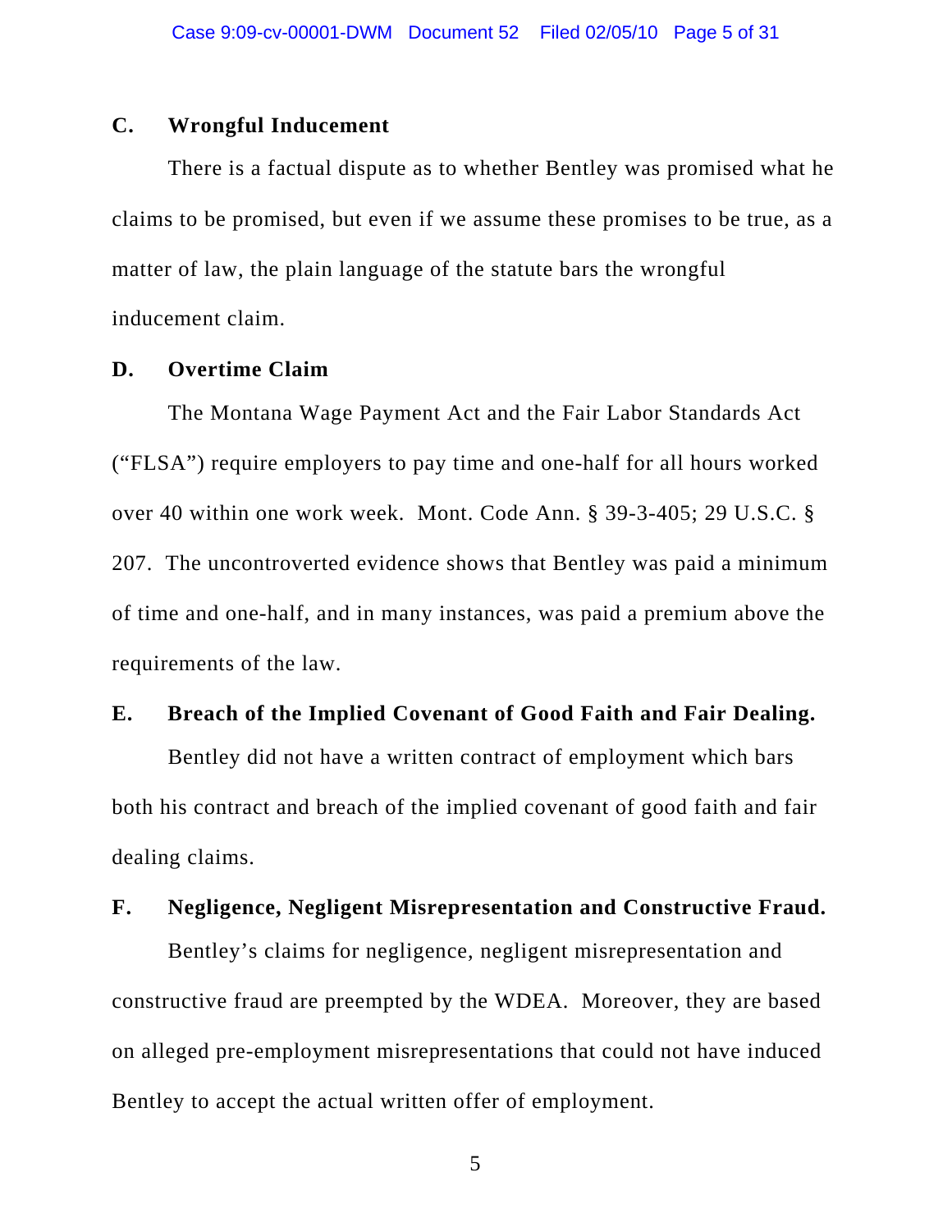**C. Wrongful Inducement**

There is a factual dispute as to whether Bentley was promised what he claims to be promised, but even if we assume these promises to be true, as a matter of law, the plain language of the statute bars the wrongful inducement claim.

**D. Overtime Claim**

The Montana Wage Payment Act and the Fair Labor Standards Act ("FLSA") require employers to pay time and one-half for all hours worked over 40 within one work week. Mont. Code Ann. § 39-3-405; 29 U.S.C. § 207. The uncontroverted evidence shows that Bentley was paid a minimum of time and one-half, and in many instances, was paid a premium above the requirements of the law.

**E. Breach of the Implied Covenant of Good Faith and Fair Dealing.**

Bentley did not have a written contract of employment which bars both his contract and breach of the implied covenant of good faith and fair dealing claims.

**F. Negligence, Negligent Misrepresentation and Constructive Fraud.**

Bentley's claims for negligence, negligent misrepresentation and constructive fraud are preempted by the WDEA. Moreover, they are based on alleged pre-employment misrepresentations that could not have induced Bentley to accept the actual written offer of employment.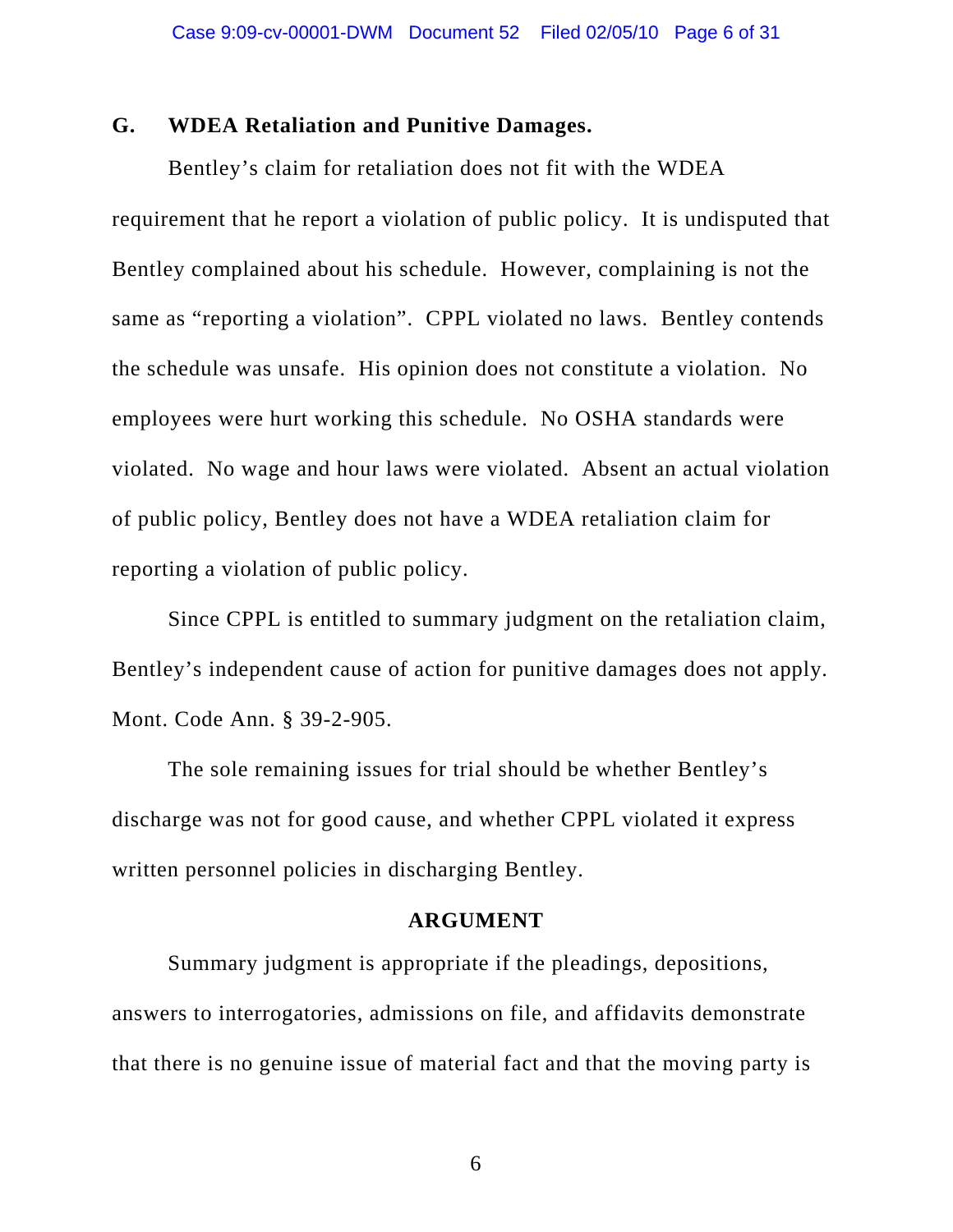### G. WDEA Retaliation and Punitive Damages.

Bentley's claim for retaliation does not fit with the WDEA requirement that he report a violation of public policy. It is undisputed that Bentley complained about his schedule. However, complaining is not the same as "reporting a violation". CPPL violated no laws. Bentley contends the schedule was unsafe. His opinion does not constitute a violation. No employees were hurt working this schedule. No OSHA standards were violated. No wage and hour laws were violated. Absent an actual violation of public policy, Bentley does not have a WDEA retaliation claim for reporting a violation of public policy.

Since CPPL is entitled to summary judgment on the retaliation claim, Bentley's independent cause of action for punitive damages does not apply. Mont. Code Ann. § 39-2-905.

The sole remaining issues for trial should be whether Bentley's discharge was not for good cause, and whether CPPL violated it express written personnel policies in discharging Bentley.

## ARGUMENT

Summary judgment is appropriate if the pleadings, depositions, answers to interrogatories, admissions on file, and affidavits demonstrate that there is no genuine issue of material fact and that the moving party is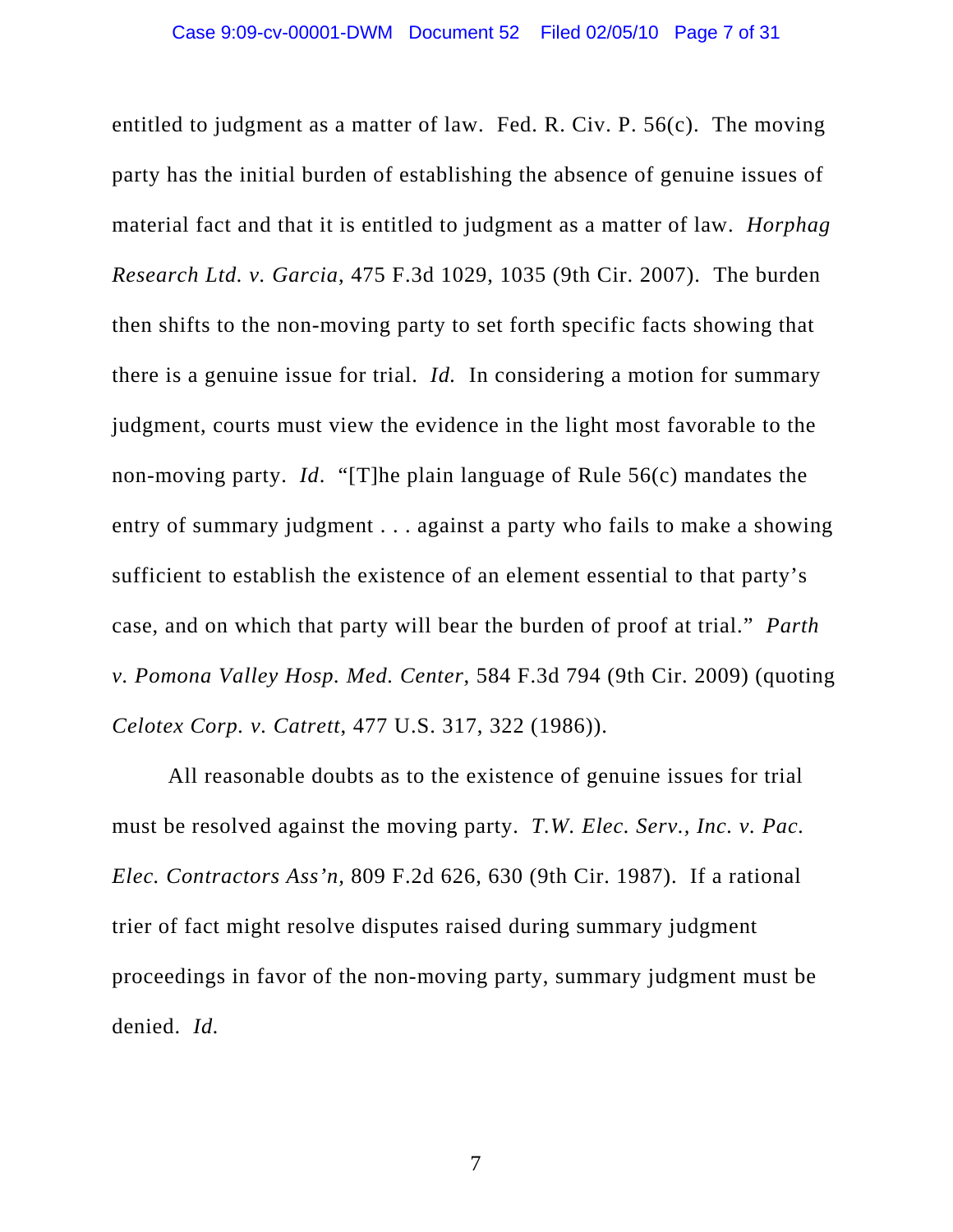entitled to judgment as a matter of law. Fed. R. Civ. P. 56(c). The moving party has the initial burden of establishing the absence of genuine issues of material fact and that it is entitled to judgment as a matter of law. *Horphag Research Ltd. v. Garcia*, 475 F.3d 1029, 1035 (9th Cir. 2007). The burden then shifts to the non-moving party to set forth specific facts showing that there is a genuine issue for trial. *Id.* In considering a motion for summary judgment, courts must view the evidence in the light most favorable to the non-moving party. *Id*. "[T]he plain language of Rule 56(c) mandates the entry of summary judgment . . . against a party who fails to make a showing sufficient to establish the existence of an element essential to that party's case, and on which that party will bear the burden of proof at trial." *Parth v. Pomona Valley Hosp. Med. Center*, 584 F.3d 794 (9th Cir. 2009) (quoting *Celotex Corp. v. Catrett*, 477 U.S. 317, 322 (1986)).

All reasonable doubts as to the existence of genuine issues for trial must be resolved against the moving party. *T.W. Elec. Serv., Inc. v. Pac. Elec. Contractors Ass'n,* 809 F.2d 626, 630 (9th Cir. 1987). If a rational trier of fact might resolve disputes raised during summary judgment proceedings in favor of the non-moving party, summary judgment must be denied. *Id.*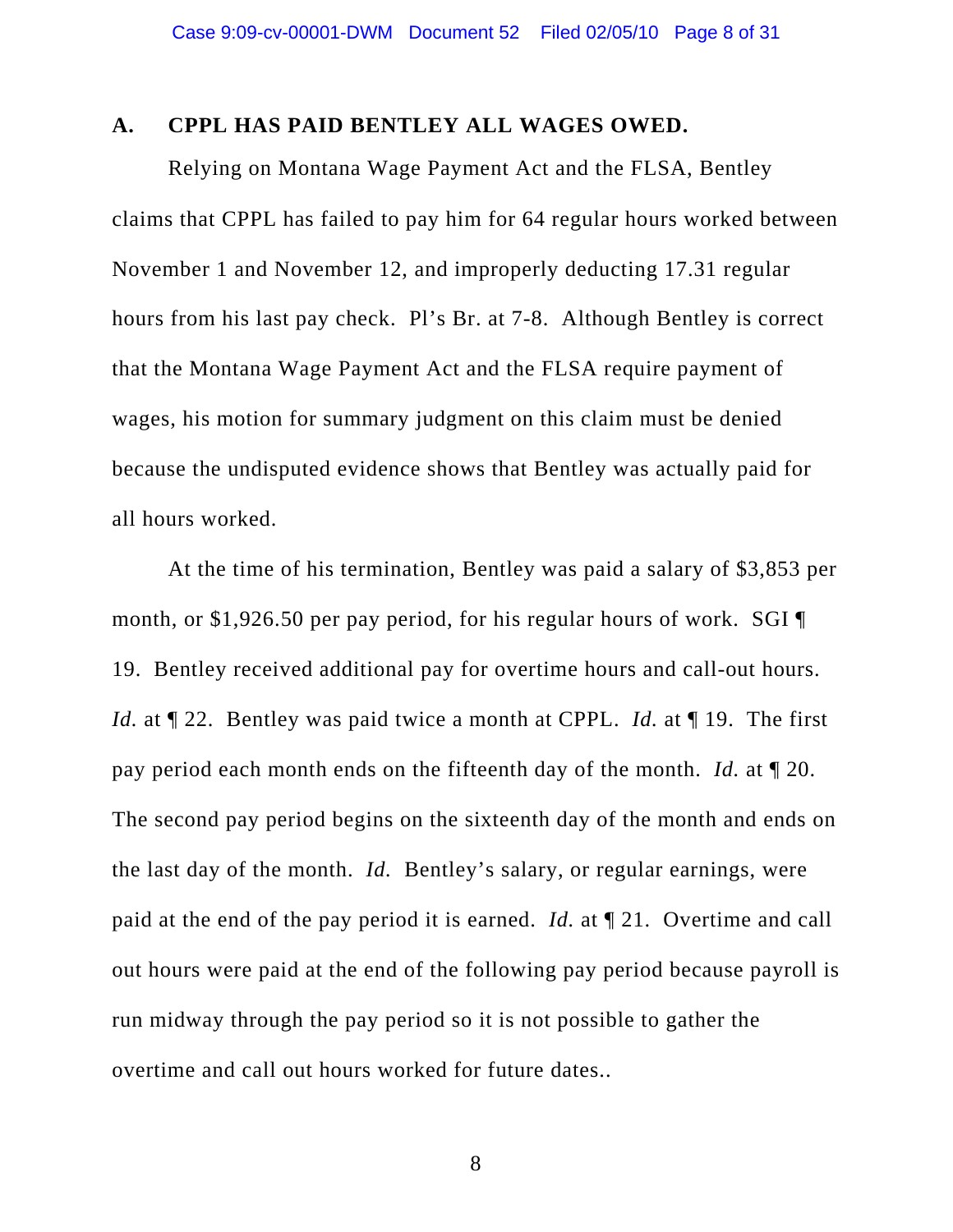## A. CPPL HAS PAID BENTLEY ALL WAGES OWED.

Relying on Montana Wage Payment Act and the FLSA, Bentley claims that CPPL has failed to pay him for 64 regular hours worked between November 1 and November 12, and improperly deducting 17.31 regular hours from his last pay check. Pl's Br. at 7-8. Although Bentley is correct that the Montana Wage Payment Act and the FLSA require payment of wages, his motion for summary judgment on this claim must be denied because the undisputed evidence shows that Bentley was actually paid for all hours worked.

At the time of his termination, Bentley was paid a salary of $3,853 per month, or $1,926.50 per pay period, for his regular hours of work. SGI ¶ 19. Bentley received additional pay for overtime hours and call-out hours. *Id.* at ¶ 22. Bentley was paid twice a month at CPPL. *Id.* at ¶ 19. The first pay period each month ends on the fifteenth day of the month. *Id.* at ¶ 20. The second pay period begins on the sixteenth day of the month and ends on the last day of the month. *Id.* Bentley's salary, or regular earnings, were paid at the end of the pay period it is earned. *Id.* at ¶ 21. Overtime and call out hours were paid at the end of the following pay period because payroll is run midway through the pay period so it is not possible to gather the overtime and call out hours worked for future dates..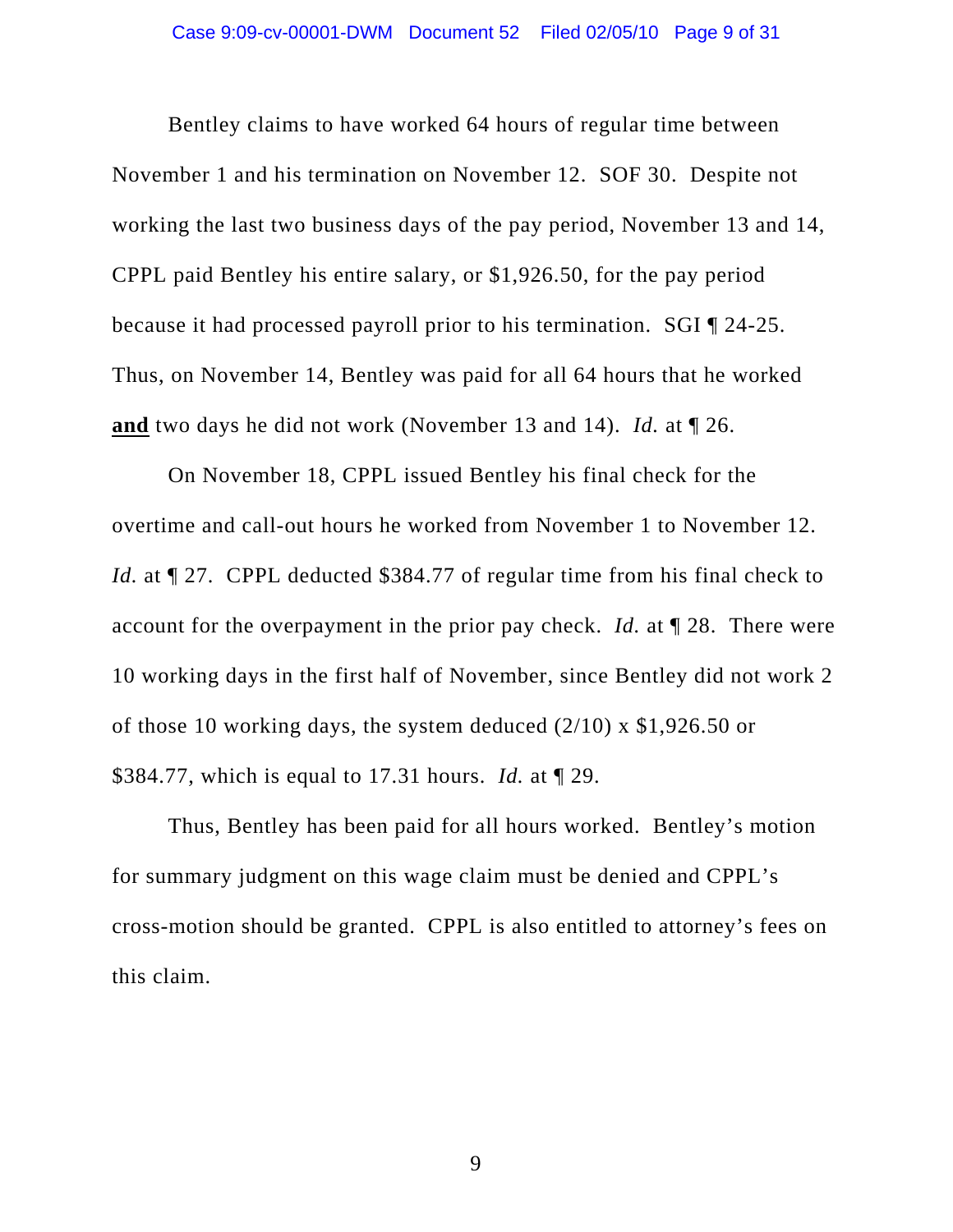Bentley claims to have worked 64 hours of regular time between November 1 and his termination on November 12. SOF 30. Despite not working the last two business days of the pay period, November 13 and 14, CPPL paid Bentley his entire salary, or $1,926.50, for the pay period because it had processed payroll prior to his termination. SGI ¶ 24-25. Thus, on November 14, Bentley was paid for all 64 hours that he worked **and** two days he did not work (November 13 and 14). *Id.* at ¶ 26.

On November 18, CPPL issued Bentley his final check for the overtime and call-out hours he worked from November 1 to November 12. *Id.* at ¶ 27. CPPL deducted $384.77 of regular time from his final check to account for the overpayment in the prior pay check. *Id.* at ¶ 28. There were 10 working days in the first half of November, since Bentley did not work 2 of those 10 working days, the system deduced (2/10) x $1,926.50 or $384.77, which is equal to 17.31 hours. *Id.* at ¶ 29.

Thus, Bentley has been paid for all hours worked. Bentley's motion for summary judgment on this wage claim must be denied and CPPL's cross-motion should be granted. CPPL is also entitled to attorney's fees on this claim.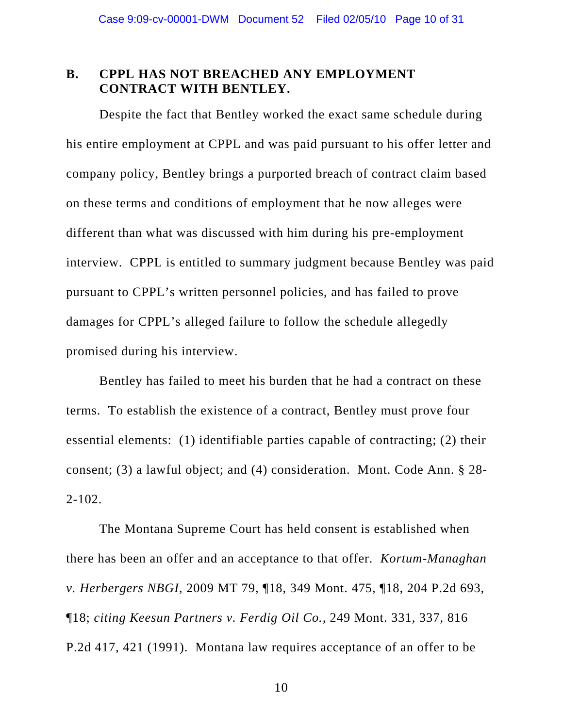### B. CPPL HAS NOT BREACHED ANY EMPLOYMENT CONTRACT WITH BENTLEY.

Despite the fact that Bentley worked the exact same schedule during his entire employment at CPPL and was paid pursuant to his offer letter and company policy, Bentley brings a purported breach of contract claim based on these terms and conditions of employment that he now alleges were different than what was discussed with him during his pre-employment interview. CPPL is entitled to summary judgment because Bentley was paid pursuant to CPPL's written personnel policies, and has failed to prove damages for CPPL's alleged failure to follow the schedule allegedly promised during his interview.

Bentley has failed to meet his burden that he had a contract on these terms. To establish the existence of a contract, Bentley must prove four essential elements: (1) identifiable parties capable of contracting; (2) their consent; (3) a lawful object; and (4) consideration. Mont. Code Ann. § 28-2-102.

The Montana Supreme Court has held consent is established when there has been an offer and an acceptance to that offer. *Kortum-Managhan v. Herbergers NBGI*, 2009 MT 79, ¶18, 349 Mont. 475, ¶18, 204 P.2d 693, ¶18; *citing Keesun Partners v. Ferdig Oil Co.*, 249 Mont. 331, 337, 816 P.2d 417, 421 (1991). Montana law requires acceptance of an offer to be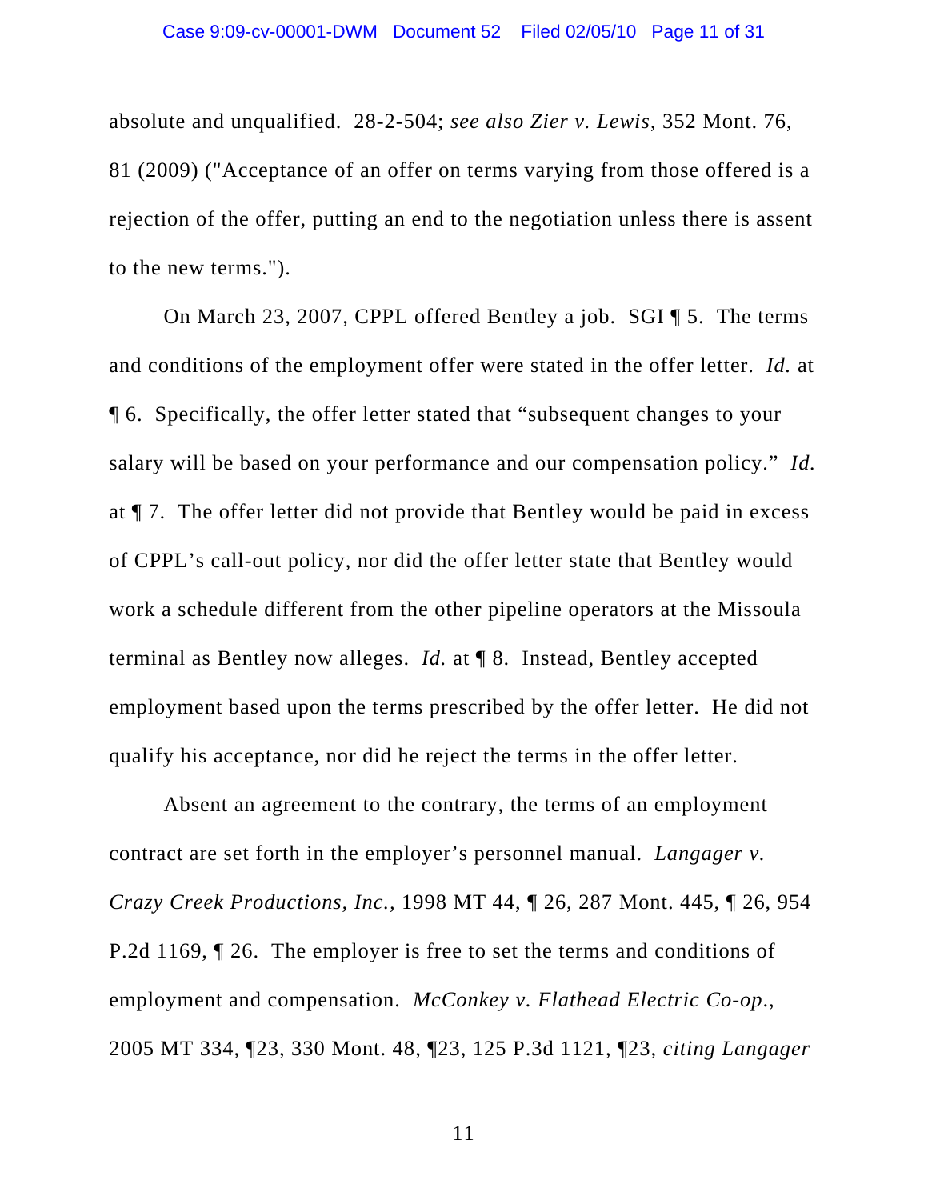absolute and unqualified. 28-2-504; *see also Zier v. Lewis*, 352 Mont. 76, 81 (2009) ("Acceptance of an offer on terms varying from those offered is a rejection of the offer, putting an end to the negotiation unless there is assent to the new terms.").

On March 23, 2007, CPPL offered Bentley a job. SGI ¶ 5. The terms and conditions of the employment offer were stated in the offer letter. *Id.* at ¶ 6. Specifically, the offer letter stated that "subsequent changes to your salary will be based on your performance and our compensation policy." *Id.* at ¶ 7. The offer letter did not provide that Bentley would be paid in excess of CPPL's call-out policy, nor did the offer letter state that Bentley would work a schedule different from the other pipeline operators at the Missoula terminal as Bentley now alleges. *Id.* at ¶ 8. Instead, Bentley accepted employment based upon the terms prescribed by the offer letter. He did not qualify his acceptance, nor did he reject the terms in the offer letter.

Absent an agreement to the contrary, the terms of an employment contract are set forth in the employer's personnel manual. *Langager v. Crazy Creek Productions, Inc.*, 1998 MT 44, ¶ 26, 287 Mont. 445, ¶ 26, 954 P.2d 1169, ¶ 26. The employer is free to set the terms and conditions of employment and compensation. *McConkey v. Flathead Electric Co-op.*, 2005 MT 334, ¶23, 330 Mont. 48, ¶23, 125 P.3d 1121, ¶23, *citing Langager*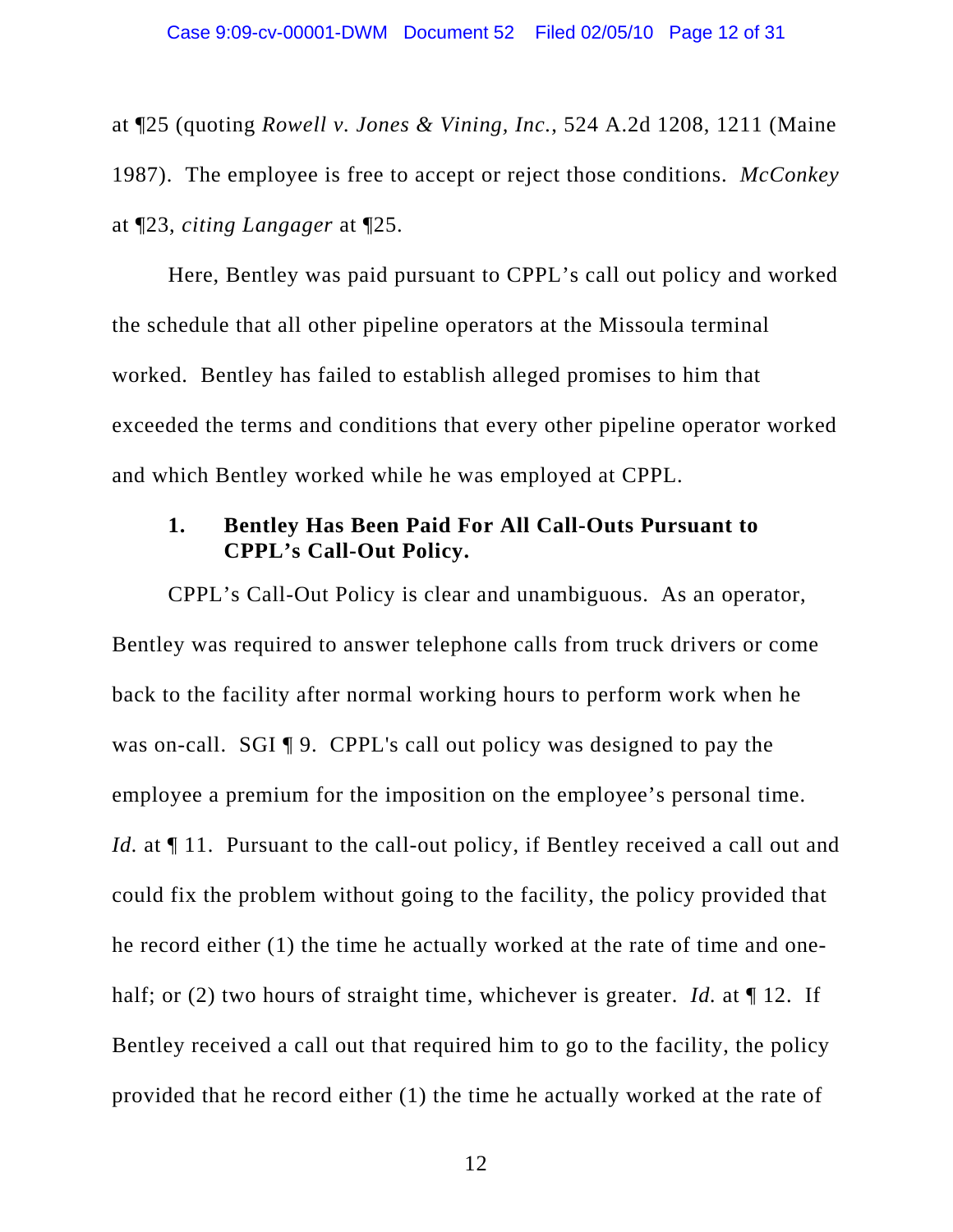at ¶25 (quoting *Rowell v. Jones & Vining, Inc.*, 524 A.2d 1208, 1211 (Maine 1987). The employee is free to accept or reject those conditions. *McConkey* at ¶23, *citing Langager* at ¶25.

Here, Bentley was paid pursuant to CPPL's call out policy and worked the schedule that all other pipeline operators at the Missoula terminal worked. Bentley has failed to establish alleged promises to him that exceeded the terms and conditions that every other pipeline operator worked and which Bentley worked while he was employed at CPPL.

### 1. Bentley Has Been Paid For All Call-Outs Pursuant to CPPL's Call-Out Policy.

CPPL's Call-Out Policy is clear and unambiguous. As an operator, Bentley was required to answer telephone calls from truck drivers or come back to the facility after normal working hours to perform work when he was on-call. SGI ¶ 9. CPPL's call out policy was designed to pay the employee a premium for the imposition on the employee's personal time. *Id.* at ¶ 11. Pursuant to the call-out policy, if Bentley received a call out and could fix the problem without going to the facility, the policy provided that he record either (1) the time he actually worked at the rate of time and one-half; or (2) two hours of straight time, whichever is greater. *Id.* at ¶ 12. If Bentley received a call out that required him to go to the facility, the policy provided that he record either (1) the time he actually worked at the rate of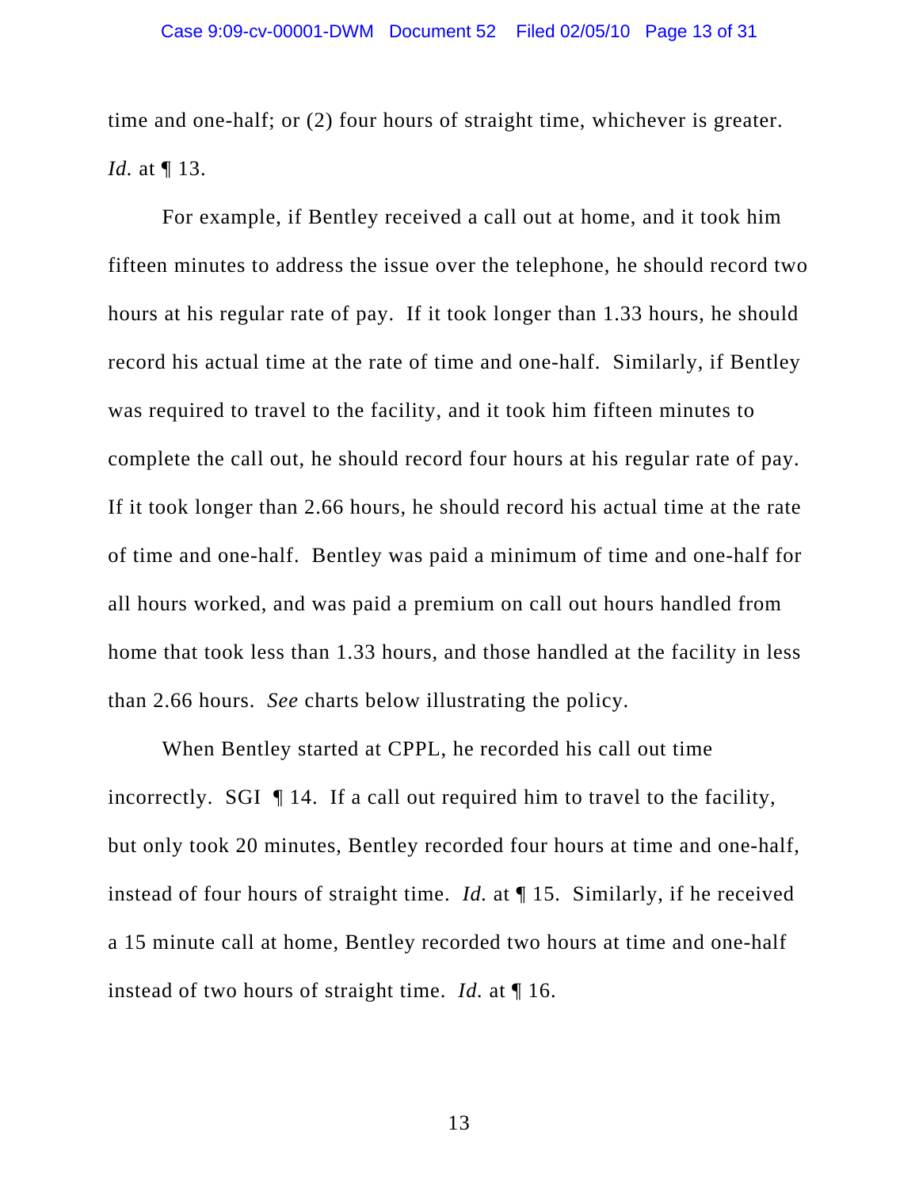time and one-half; or (2) four hours of straight time, whichever is greater. *Id.* at ¶ 13.

For example, if Bentley received a call out at home, and it took him fifteen minutes to address the issue over the telephone, he should record two hours at his regular rate of pay. If it took longer than 1.33 hours, he should record his actual time at the rate of time and one-half. Similarly, if Bentley was required to travel to the facility, and it took him fifteen minutes to complete the call out, he should record four hours at his regular rate of pay. If it took longer than 2.66 hours, he should record his actual time at the rate of time and one-half. Bentley was paid a minimum of time and one-half for all hours worked, and was paid a premium on call out hours handled from home that took less than 1.33 hours, and those handled at the facility in less than 2.66 hours. *See* charts below illustrating the policy.

When Bentley started at CPPL, he recorded his call out time incorrectly. SGI ¶ 14. If a call out required him to travel to the facility, but only took 20 minutes, Bentley recorded four hours at time and one-half, instead of four hours of straight time. *Id.* at ¶ 15. Similarly, if he received a 15 minute call at home, Bentley recorded two hours at time and one-half instead of two hours of straight time. *Id.* at ¶ 16.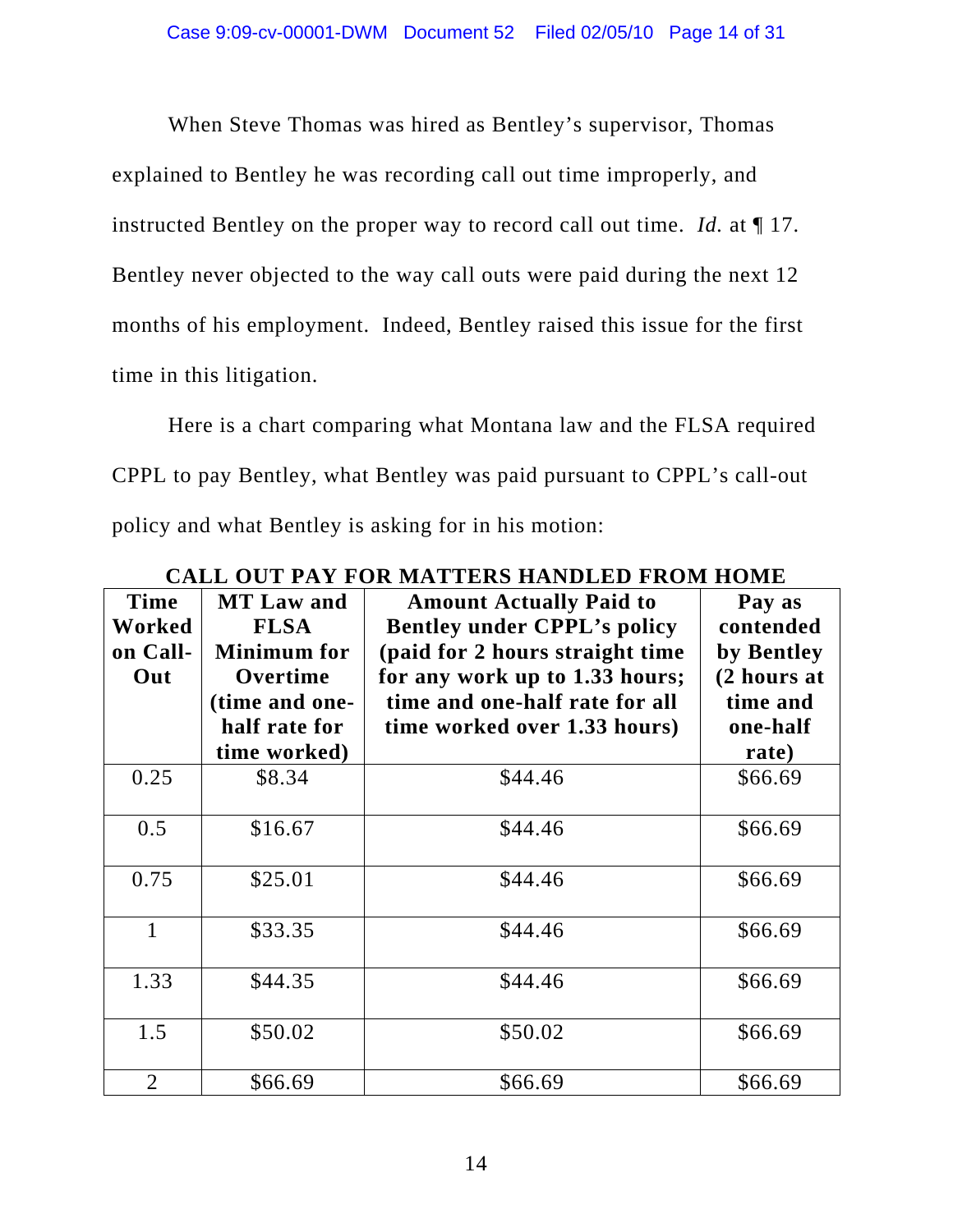When Steve Thomas was hired as Bentley's supervisor, Thomas explained to Bentley he was recording call out time improperly, and instructed Bentley on the proper way to record call out time. *Id.* at ¶ 17. Bentley never objected to the way call outs were paid during the next 12 months of his employment. Indeed, Bentley raised this issue for the first time in this litigation.

Here is a chart comparing what Montana law and the FLSA required CPPL to pay Bentley, what Bentley was paid pursuant to CPPL's call-out policy and what Bentley is asking for in his motion:

**CALL OUT PAY FOR MATTERS HANDLED FROM HOME**

| Time Worked on Call-Out | MT Law and FLSA Minimum for Overtime (time and one-half rate for time worked) | Amount Actually Paid to Bentley under CPPL's policy (paid for 2 hours straight time for any work up to 1.33 hours; time and one-half rate for all time worked over 1.33 hours) | Pay as contended by Bentley (2 hours at time and one-half rate) |
|---|---|---|---|
| 0.25 | $8.34 | $44.46 | $66.69 |
| 0.5 | $16.67 | $44.46 | $66.69 |
| 0.75 | $25.01 | $44.46 | $66.69 |
| 1 | $33.35 | $44.46 | $66.69 |
| 1.33 | $44.35 | $44.46 | $66.69 |
| 1.5 | $50.02 | $50.02 | $66.69 |
| 2 | $66.69 | $66.69 | $66.69 |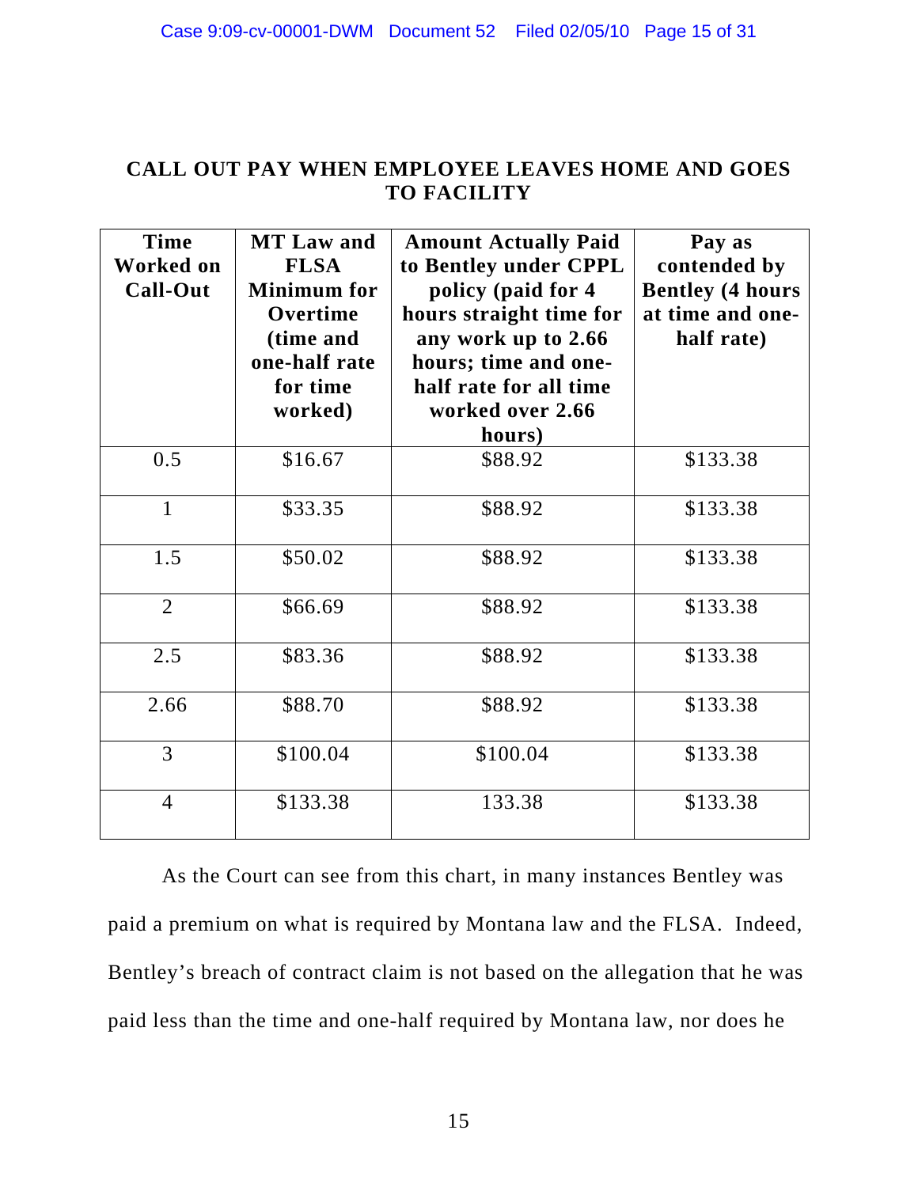## CALL OUT PAY WHEN EMPLOYEE LEAVES HOME AND GOES TO FACILITY

| Time Worked on Call-Out | MT Law and FLSA Minimum for Overtime (time and one-half rate for time worked) | Amount Actually Paid to Bentley under CPPL policy (paid for 4 hours straight time for any work up to 2.66 hours; time and one-half rate for all time worked over 2.66 hours) | Pay as contended by Bentley (4 hours at time and one-half rate) |
|---|---|---|---|
| 0.5 | $16.67 | $88.92 | $133.38 |
| 1 | $33.35 | $88.92 | $133.38 |
| 1.5 | $50.02 | $88.92 | $133.38 |
| 2 | $66.69 | $88.92 | $133.38 |
| 2.5 | $83.36 | $88.92 | $133.38 |
| 2.66 | $88.70 | $88.92 | $133.38 |
| 3 | $100.04 | $100.04 | $133.38 |
| 4 | $133.38 | 133.38 | $133.38 |

As the Court can see from this chart, in many instances Bentley was paid a premium on what is required by Montana law and the FLSA. Indeed, Bentley's breach of contract claim is not based on the allegation that he was paid less than the time and one-half required by Montana law, nor does he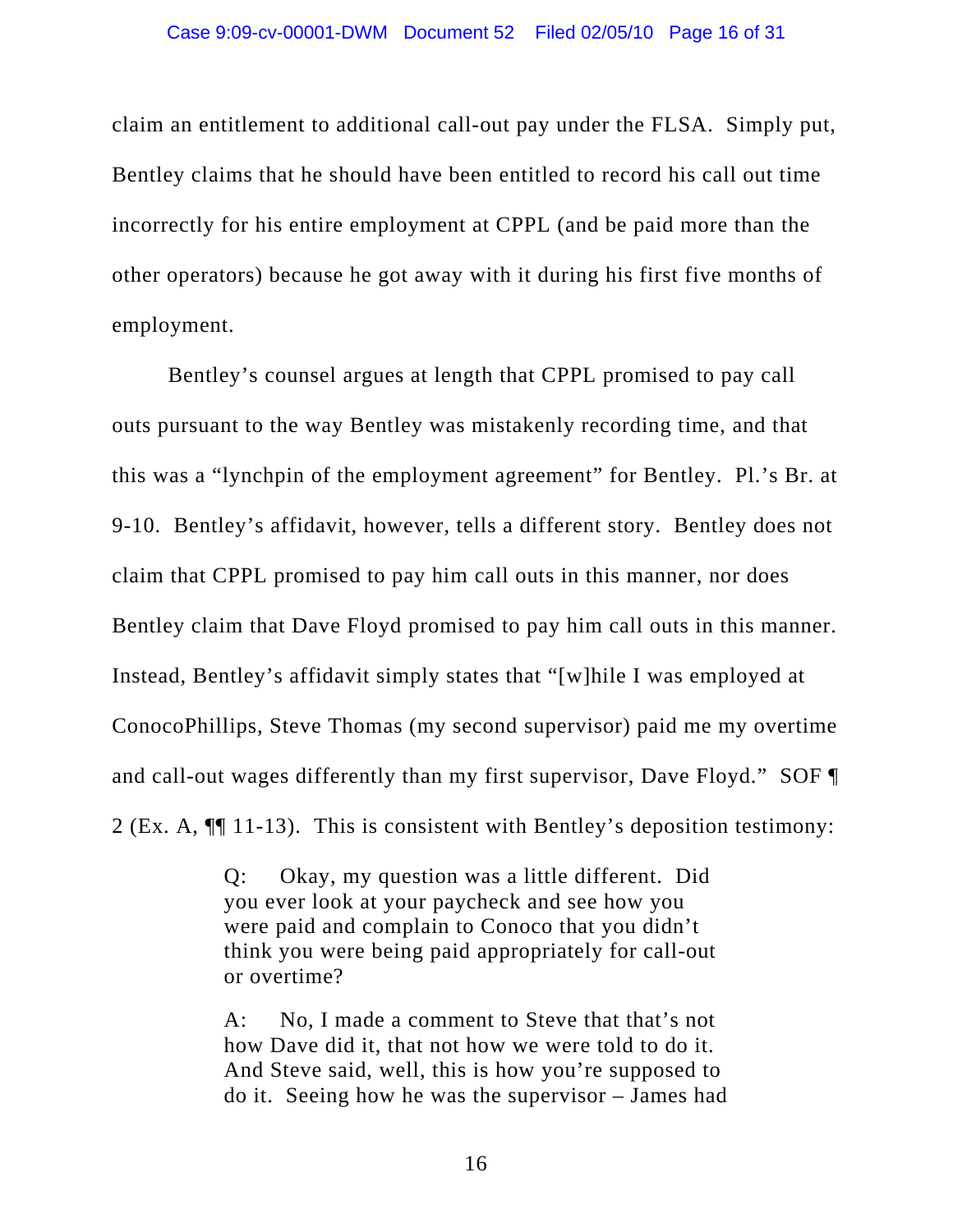claim an entitlement to additional call-out pay under the FLSA. Simply put, Bentley claims that he should have been entitled to record his call out time incorrectly for his entire employment at CPPL (and be paid more than the other operators) because he got away with it during his first five months of employment.

Bentley's counsel argues at length that CPPL promised to pay call outs pursuant to the way Bentley was mistakenly recording time, and that this was a "lynchpin of the employment agreement" for Bentley. Pl.'s Br. at 9-10. Bentley's affidavit, however, tells a different story. Bentley does not claim that CPPL promised to pay him call outs in this manner, nor does Bentley claim that Dave Floyd promised to pay him call outs in this manner. Instead, Bentley's affidavit simply states that "[w]hile I was employed at ConocoPhillips, Steve Thomas (my second supervisor) paid me my overtime and call-out wages differently than my first supervisor, Dave Floyd." SOF ¶ 2 (Ex. A, ¶¶ 11-13). This is consistent with Bentley's deposition testimony:

> Q: Okay, my question was a little different. Did you ever look at your paycheck and see how you were paid and complain to Conoco that you didn't think you were being paid appropriately for call-out or overtime?
>
> A: No, I made a comment to Steve that that's not how Dave did it, that not how we were told to do it. And Steve said, well, this is how you're supposed to do it. Seeing how he was the supervisor – James had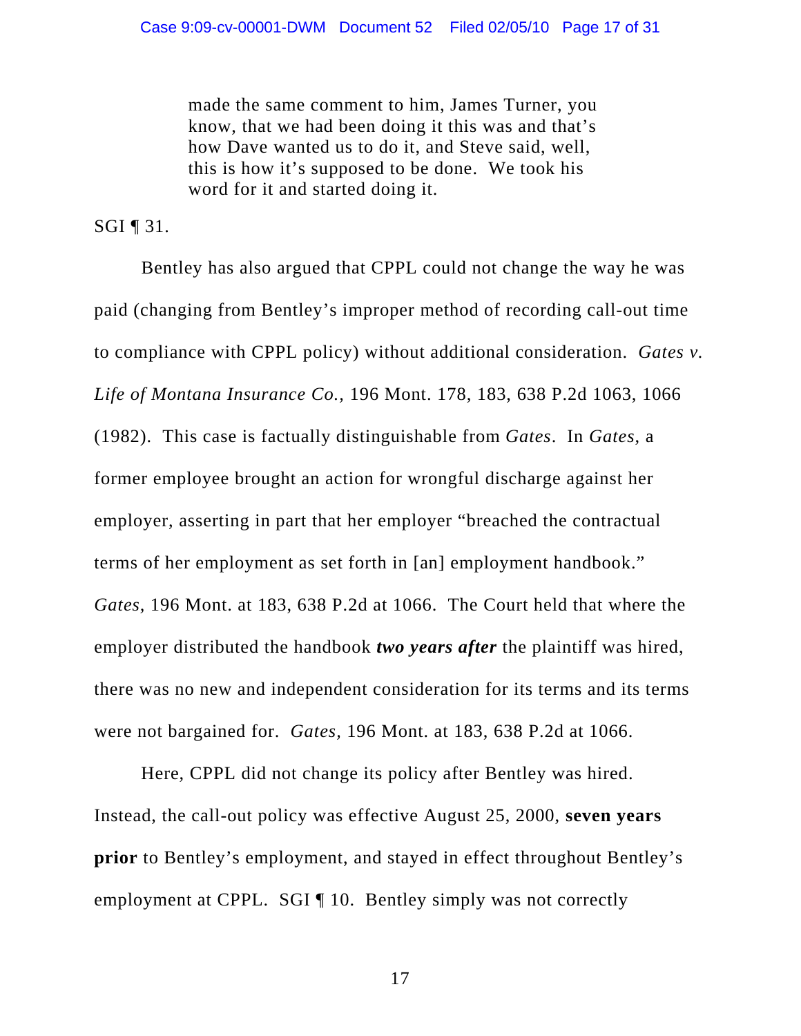> made the same comment to him, James Turner, you know, that we had been doing it this was and that's how Dave wanted us to do it, and Steve said, well, this is how it's supposed to be done. We took his word for it and started doing it.

SGI ¶ 31.

Bentley has also argued that CPPL could not change the way he was paid (changing from Bentley's improper method of recording call-out time to compliance with CPPL policy) without additional consideration. *Gates v. Life of Montana Insurance Co.*, 196 Mont. 178, 183, 638 P.2d 1063, 1066 (1982). This case is factually distinguishable from *Gates*. In *Gates*, a former employee brought an action for wrongful discharge against her employer, asserting in part that her employer "breached the contractual terms of her employment as set forth in [an] employment handbook." *Gates*, 196 Mont. at 183, 638 P.2d at 1066. The Court held that where the employer distributed the handbook ***two years after*** the plaintiff was hired, there was no new and independent consideration for its terms and its terms were not bargained for. *Gates*, 196 Mont. at 183, 638 P.2d at 1066.

Here, CPPL did not change its policy after Bentley was hired. Instead, the call-out policy was effective August 25, 2000, **seven years prior** to Bentley's employment, and stayed in effect throughout Bentley's employment at CPPL. SGI ¶ 10. Bentley simply was not correctly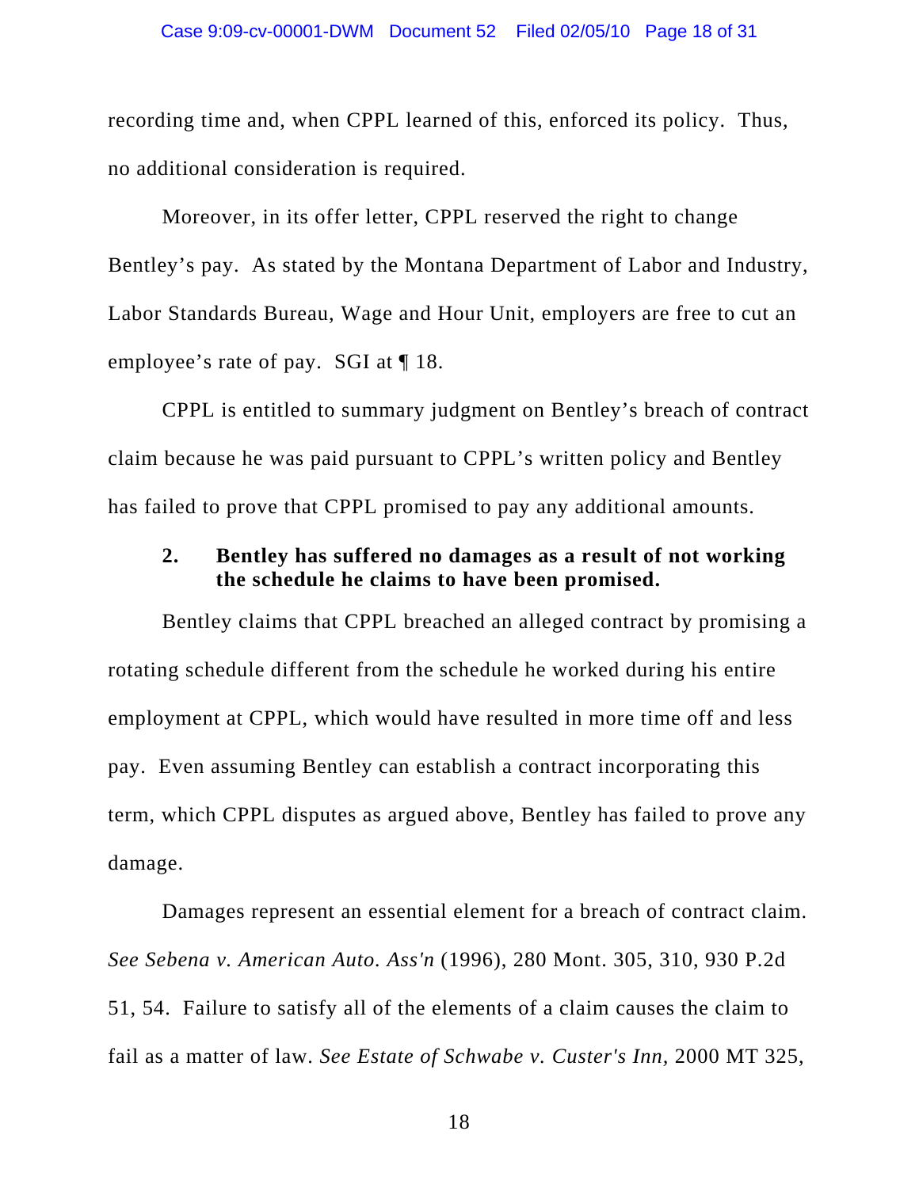recording time and, when CPPL learned of this, enforced its policy. Thus, no additional consideration is required.

Moreover, in its offer letter, CPPL reserved the right to change Bentley's pay. As stated by the Montana Department of Labor and Industry, Labor Standards Bureau, Wage and Hour Unit, employers are free to cut an employee's rate of pay. SGI at ¶ 18.

CPPL is entitled to summary judgment on Bentley's breach of contract claim because he was paid pursuant to CPPL's written policy and Bentley has failed to prove that CPPL promised to pay any additional amounts.

**2. Bentley has suffered no damages as a result of not working the schedule he claims to have been promised.**

Bentley claims that CPPL breached an alleged contract by promising a rotating schedule different from the schedule he worked during his entire employment at CPPL, which would have resulted in more time off and less pay. Even assuming Bentley can establish a contract incorporating this term, which CPPL disputes as argued above, Bentley has failed to prove any damage.

Damages represent an essential element for a breach of contract claim. *See Sebena v. American Auto. Ass'n* (1996), 280 Mont. 305, 310, 930 P.2d 51, 54. Failure to satisfy all of the elements of a claim causes the claim to fail as a matter of law. *See Estate of Schwabe v. Custer's Inn,* 2000 MT 325,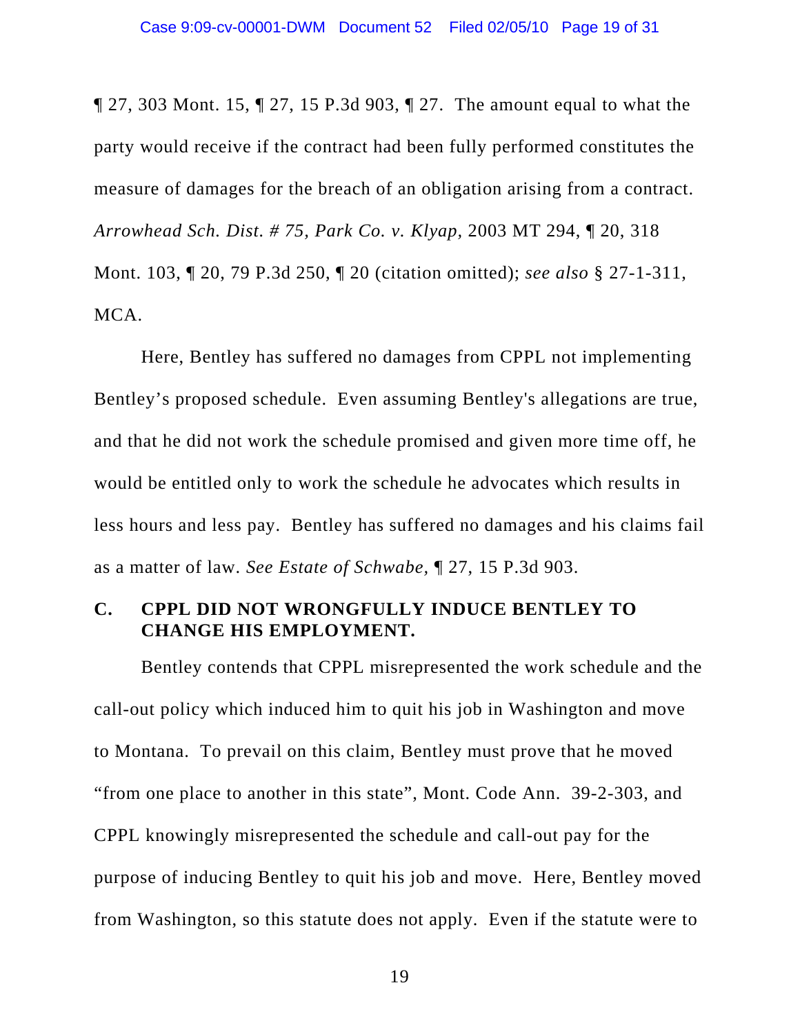¶ 27, 303 Mont. 15, ¶ 27, 15 P.3d 903, ¶ 27. The amount equal to what the party would receive if the contract had been fully performed constitutes the measure of damages for the breach of an obligation arising from a contract. *Arrowhead Sch. Dist. # 75, Park Co. v. Klyap,* 2003 MT 294, ¶ 20, 318 Mont. 103, ¶ 20, 79 P.3d 250, ¶ 20 (citation omitted); *see also* § 27-1-311, MCA.

Here, Bentley has suffered no damages from CPPL not implementing Bentley's proposed schedule. Even assuming Bentley's allegations are true, and that he did not work the schedule promised and given more time off, he would be entitled only to work the schedule he advocates which results in less hours and less pay. Bentley has suffered no damages and his claims fail as a matter of law. *See Estate of Schwabe,* ¶ 27, 15 P.3d 903.

## C. CPPL DID NOT WRONGFULLY INDUCE BENTLEY TO CHANGE HIS EMPLOYMENT.

Bentley contends that CPPL misrepresented the work schedule and the call-out policy which induced him to quit his job in Washington and move to Montana. To prevail on this claim, Bentley must prove that he moved "from one place to another in this state", Mont. Code Ann. 39-2-303, and CPPL knowingly misrepresented the schedule and call-out pay for the purpose of inducing Bentley to quit his job and move. Here, Bentley moved from Washington, so this statute does not apply. Even if the statute were to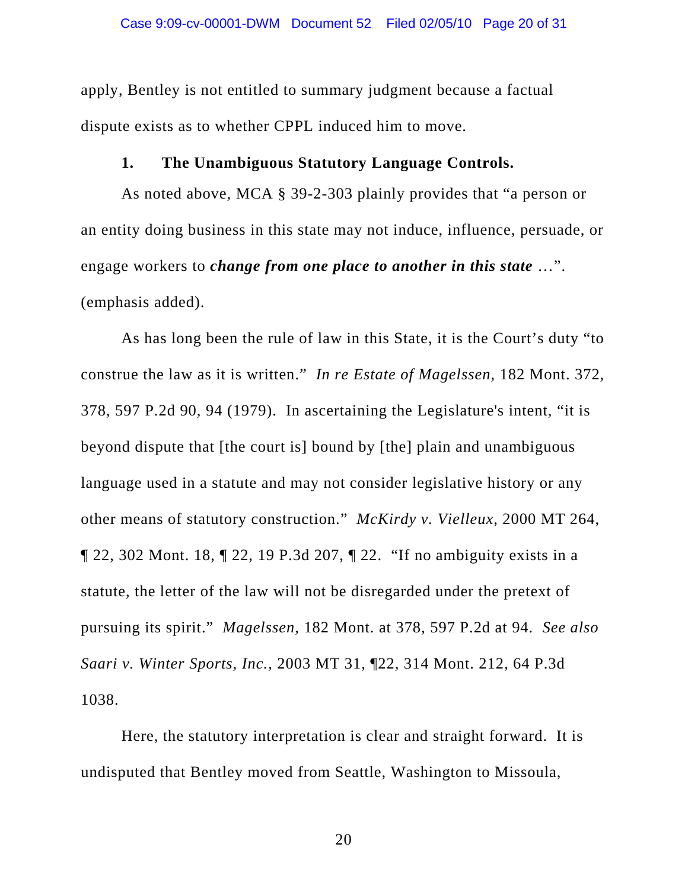apply, Bentley is not entitled to summary judgment because a factual dispute exists as to whether CPPL induced him to move.

### 1. The Unambiguous Statutory Language Controls.

As noted above, MCA § 39-2-303 plainly provides that "a person or an entity doing business in this state may not induce, influence, persuade, or engage workers to ***change from one place to another in this state*** …". (emphasis added).

As has long been the rule of law in this State, it is the Court's duty "to construe the law as it is written." *In re Estate of Magelssen*, 182 Mont. 372, 378, 597 P.2d 90, 94 (1979). In ascertaining the Legislature's intent, "it is beyond dispute that [the court is] bound by [the] plain and unambiguous language used in a statute and may not consider legislative history or any other means of statutory construction." *McKirdy v. Vielleux*, 2000 MT 264, ¶ 22, 302 Mont. 18, ¶ 22, 19 P.3d 207, ¶ 22. "If no ambiguity exists in a statute, the letter of the law will not be disregarded under the pretext of pursuing its spirit." *Magelssen*, 182 Mont. at 378, 597 P.2d at 94. *See also Saari v. Winter Sports, Inc.*, 2003 MT 31, ¶22, 314 Mont. 212, 64 P.3d 1038.

Here, the statutory interpretation is clear and straight forward. It is undisputed that Bentley moved from Seattle, Washington to Missoula,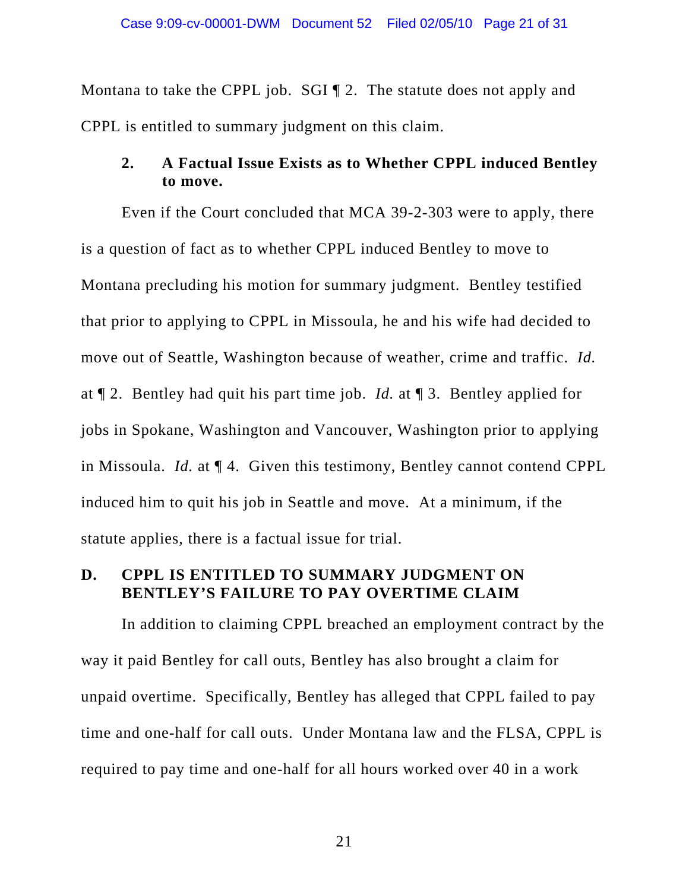Montana to take the CPPL job. SGI ¶ 2. The statute does not apply and CPPL is entitled to summary judgment on this claim.

### 2. A Factual Issue Exists as to Whether CPPL induced Bentley to move.

Even if the Court concluded that MCA 39-2-303 were to apply, there is a question of fact as to whether CPPL induced Bentley to move to Montana precluding his motion for summary judgment. Bentley testified that prior to applying to CPPL in Missoula, he and his wife had decided to move out of Seattle, Washington because of weather, crime and traffic. *Id.* at ¶ 2. Bentley had quit his part time job. *Id.* at ¶ 3. Bentley applied for jobs in Spokane, Washington and Vancouver, Washington prior to applying in Missoula. *Id.* at ¶ 4. Given this testimony, Bentley cannot contend CPPL induced him to quit his job in Seattle and move. At a minimum, if the statute applies, there is a factual issue for trial.

## D. CPPL IS ENTITLED TO SUMMARY JUDGMENT ON BENTLEY'S FAILURE TO PAY OVERTIME CLAIM

In addition to claiming CPPL breached an employment contract by the way it paid Bentley for call outs, Bentley has also brought a claim for unpaid overtime. Specifically, Bentley has alleged that CPPL failed to pay time and one-half for call outs. Under Montana law and the FLSA, CPPL is required to pay time and one-half for all hours worked over 40 in a work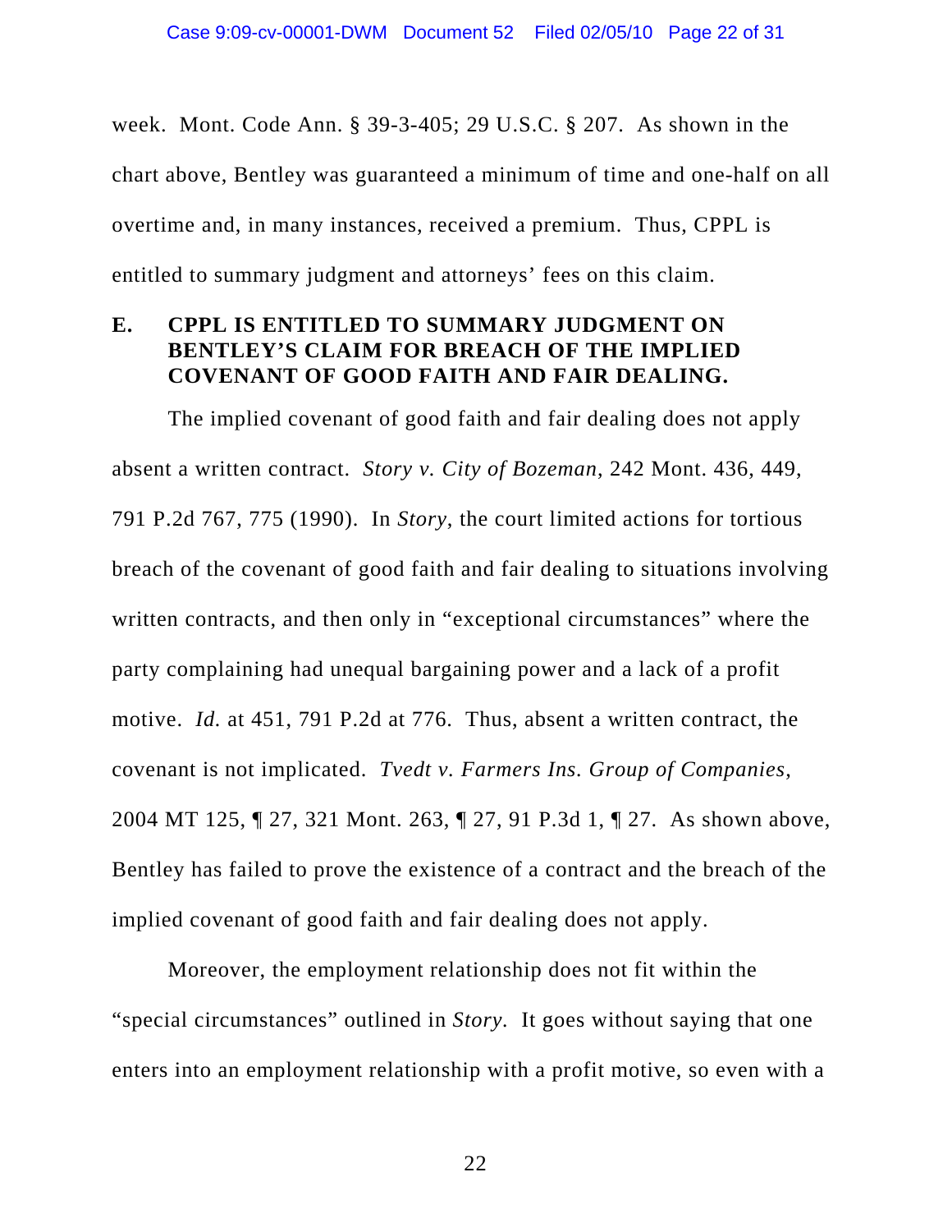week. Mont. Code Ann. § 39-3-405; 29 U.S.C. § 207. As shown in the chart above, Bentley was guaranteed a minimum of time and one-half on all overtime and, in many instances, received a premium. Thus, CPPL is entitled to summary judgment and attorneys' fees on this claim.

### E. CPPL IS ENTITLED TO SUMMARY JUDGMENT ON BENTLEY'S CLAIM FOR BREACH OF THE IMPLIED COVENANT OF GOOD FAITH AND FAIR DEALING.

The implied covenant of good faith and fair dealing does not apply absent a written contract. *Story v. City of Bozeman*, 242 Mont. 436, 449, 791 P.2d 767, 775 (1990). In *Story*, the court limited actions for tortious breach of the covenant of good faith and fair dealing to situations involving written contracts, and then only in "exceptional circumstances" where the party complaining had unequal bargaining power and a lack of a profit motive. *Id.* at 451, 791 P.2d at 776. Thus, absent a written contract, the covenant is not implicated. *Tvedt v. Farmers Ins. Group of Companies*, 2004 MT 125, ¶ 27, 321 Mont. 263, ¶ 27, 91 P.3d 1, ¶ 27. As shown above, Bentley has failed to prove the existence of a contract and the breach of the implied covenant of good faith and fair dealing does not apply.

Moreover, the employment relationship does not fit within the "special circumstances" outlined in *Story*. It goes without saying that one enters into an employment relationship with a profit motive, so even with a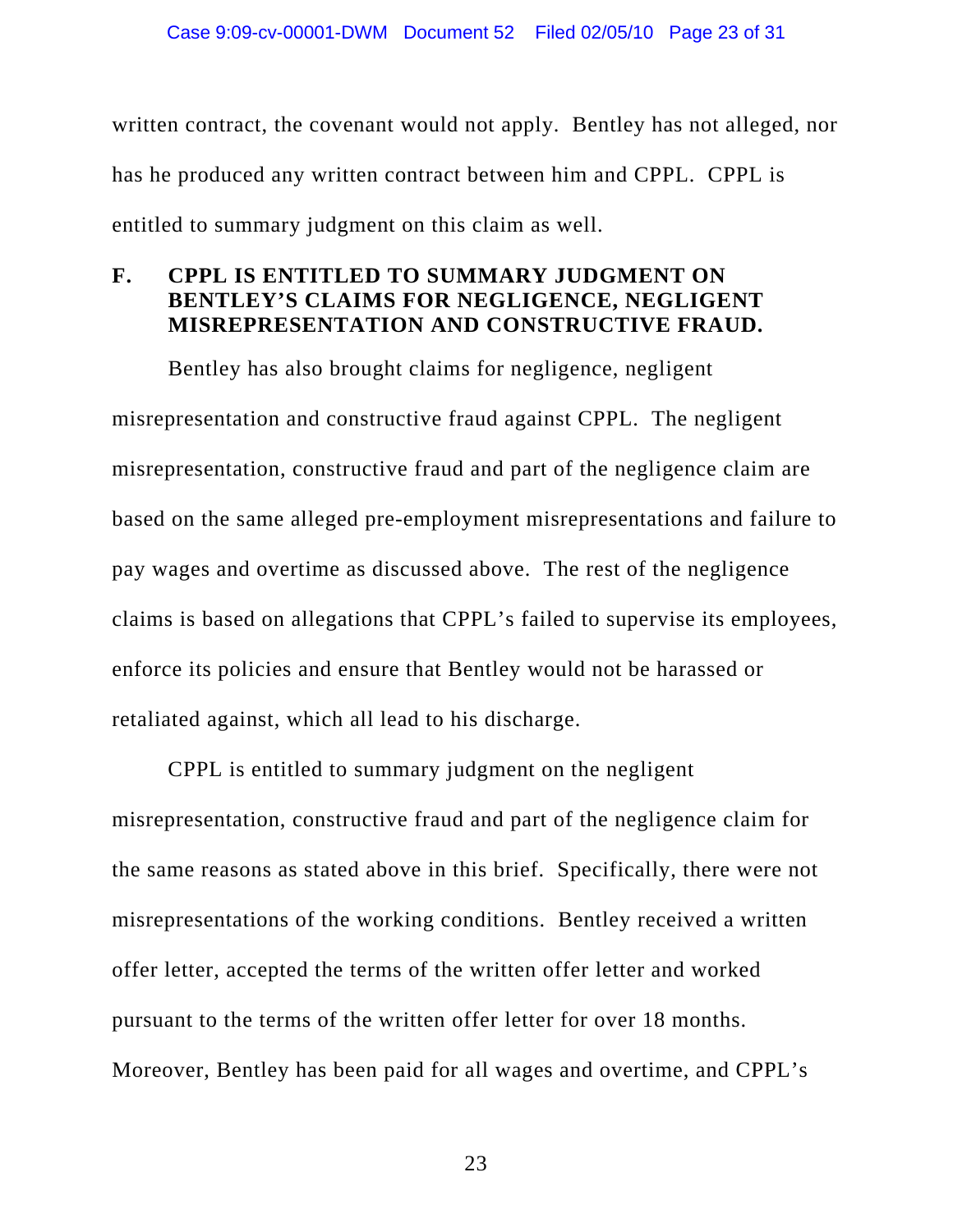written contract, the covenant would not apply. Bentley has not alleged, nor has he produced any written contract between him and CPPL. CPPL is entitled to summary judgment on this claim as well.

### F. CPPL IS ENTITLED TO SUMMARY JUDGMENT ON BENTLEY'S CLAIMS FOR NEGLIGENCE, NEGLIGENT MISREPRESENTATION AND CONSTRUCTIVE FRAUD.

Bentley has also brought claims for negligence, negligent misrepresentation and constructive fraud against CPPL. The negligent misrepresentation, constructive fraud and part of the negligence claim are based on the same alleged pre-employment misrepresentations and failure to pay wages and overtime as discussed above. The rest of the negligence claims is based on allegations that CPPL's failed to supervise its employees, enforce its policies and ensure that Bentley would not be harassed or retaliated against, which all lead to his discharge.

CPPL is entitled to summary judgment on the negligent misrepresentation, constructive fraud and part of the negligence claim for the same reasons as stated above in this brief. Specifically, there were not misrepresentations of the working conditions. Bentley received a written offer letter, accepted the terms of the written offer letter and worked pursuant to the terms of the written offer letter for over 18 months. Moreover, Bentley has been paid for all wages and overtime, and CPPL's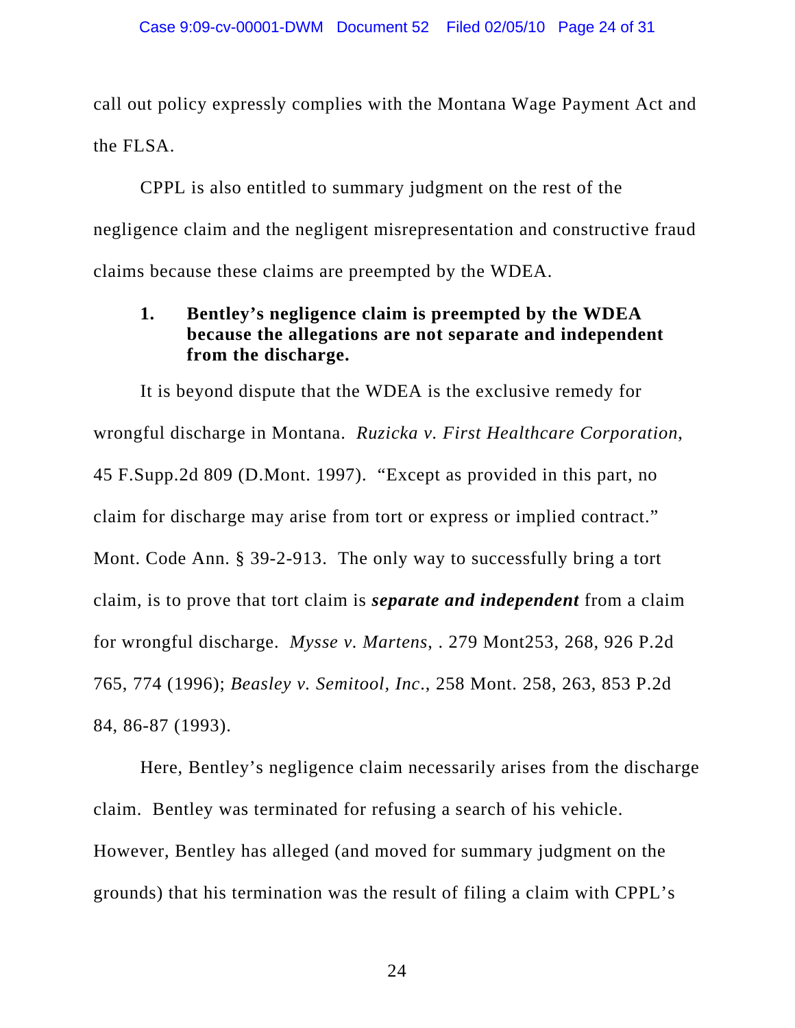call out policy expressly complies with the Montana Wage Payment Act and the FLSA.

CPPL is also entitled to summary judgment on the rest of the negligence claim and the negligent misrepresentation and constructive fraud claims because these claims are preempted by the WDEA.

**1. Bentley's negligence claim is preempted by the WDEA because the allegations are not separate and independent from the discharge.**

It is beyond dispute that the WDEA is the exclusive remedy for wrongful discharge in Montana. *Ruzicka v. First Healthcare Corporation,* 45 F.Supp.2d 809 (D.Mont. 1997). "Except as provided in this part, no claim for discharge may arise from tort or express or implied contract." Mont. Code Ann. § 39-2-913. The only way to successfully bring a tort claim, is to prove that tort claim is ***separate and independent*** from a claim for wrongful discharge. *Mysse v. Martens*, . 279 Mont253, 268, 926 P.2d 765, 774 (1996); *Beasley v. Semitool, Inc*., 258 Mont. 258, 263, 853 P.2d 84, 86-87 (1993).

Here, Bentley's negligence claim necessarily arises from the discharge claim. Bentley was terminated for refusing a search of his vehicle. However, Bentley has alleged (and moved for summary judgment on the grounds) that his termination was the result of filing a claim with CPPL's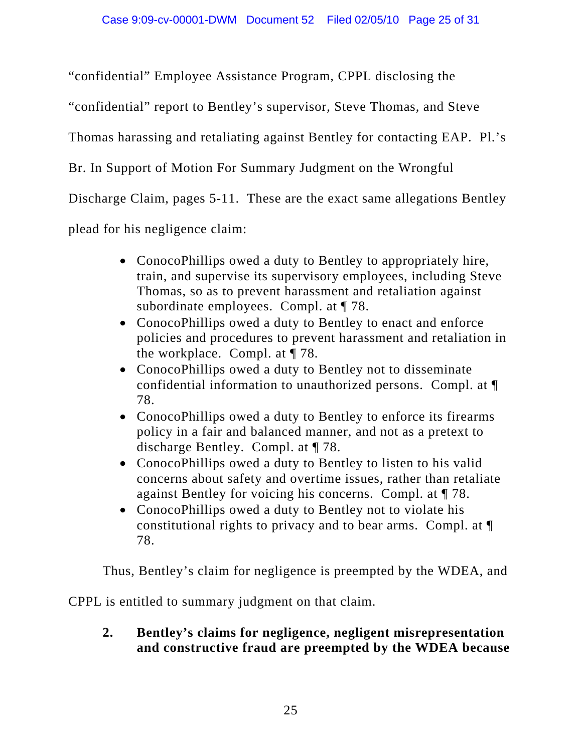"confidential" Employee Assistance Program, CPPL disclosing the "confidential" report to Bentley's supervisor, Steve Thomas, and Steve Thomas harassing and retaliating against Bentley for contacting EAP. Pl.'s Br. In Support of Motion For Summary Judgment on the Wrongful Discharge Claim, pages 5-11. These are the exact same allegations Bentley plead for his negligence claim:

- ConocoPhillips owed a duty to Bentley to appropriately hire, train, and supervise its supervisory employees, including Steve Thomas, so as to prevent harassment and retaliation against subordinate employees. Compl. at ¶ 78.
- ConocoPhillips owed a duty to Bentley to enact and enforce policies and procedures to prevent harassment and retaliation in the workplace. Compl. at ¶ 78.
- ConocoPhillips owed a duty to Bentley not to disseminate confidential information to unauthorized persons. Compl. at ¶ 78.
- ConocoPhillips owed a duty to Bentley to enforce its firearms policy in a fair and balanced manner, and not as a pretext to discharge Bentley. Compl. at ¶ 78.
- ConocoPhillips owed a duty to Bentley to listen to his valid concerns about safety and overtime issues, rather than retaliate against Bentley for voicing his concerns. Compl. at ¶ 78.
- ConocoPhillips owed a duty to Bentley not to violate his constitutional rights to privacy and to bear arms. Compl. at ¶ 78.

Thus, Bentley's claim for negligence is preempted by the WDEA, and CPPL is entitled to summary judgment on that claim.

**2. Bentley's claims for negligence, negligent misrepresentation and constructive fraud are preempted by the WDEA because**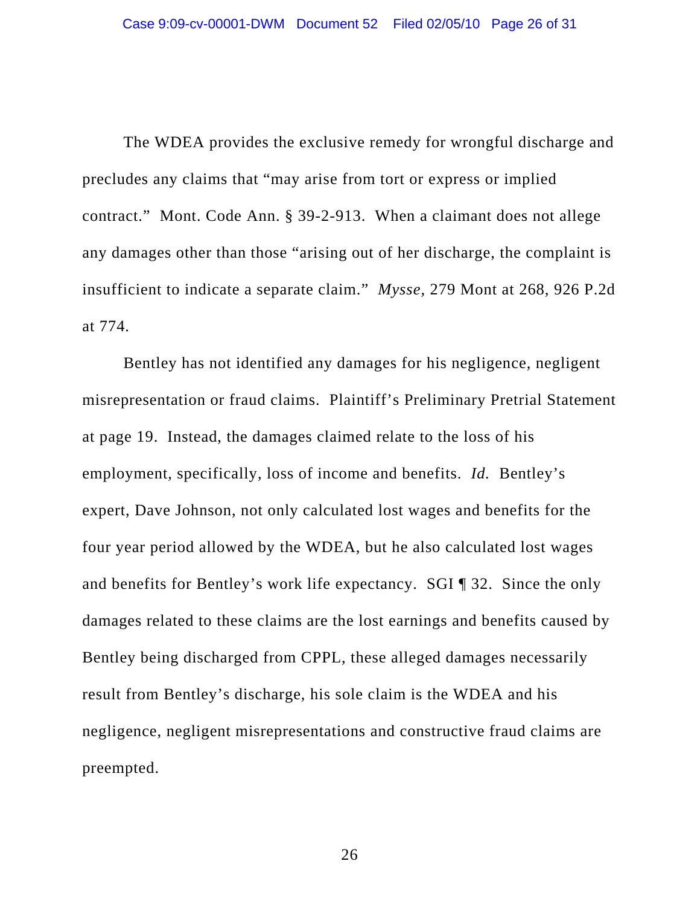The WDEA provides the exclusive remedy for wrongful discharge and precludes any claims that "may arise from tort or express or implied contract." Mont. Code Ann. § 39-2-913. When a claimant does not allege any damages other than those "arising out of her discharge, the complaint is insufficient to indicate a separate claim." *Mysse*, 279 Mont at 268, 926 P.2d at 774.

Bentley has not identified any damages for his negligence, negligent misrepresentation or fraud claims. Plaintiff's Preliminary Pretrial Statement at page 19. Instead, the damages claimed relate to the loss of his employment, specifically, loss of income and benefits. *Id.* Bentley's expert, Dave Johnson, not only calculated lost wages and benefits for the four year period allowed by the WDEA, but he also calculated lost wages and benefits for Bentley's work life expectancy. SGI ¶ 32. Since the only damages related to these claims are the lost earnings and benefits caused by Bentley being discharged from CPPL, these alleged damages necessarily result from Bentley's discharge, his sole claim is the WDEA and his negligence, negligent misrepresentations and constructive fraud claims are preempted.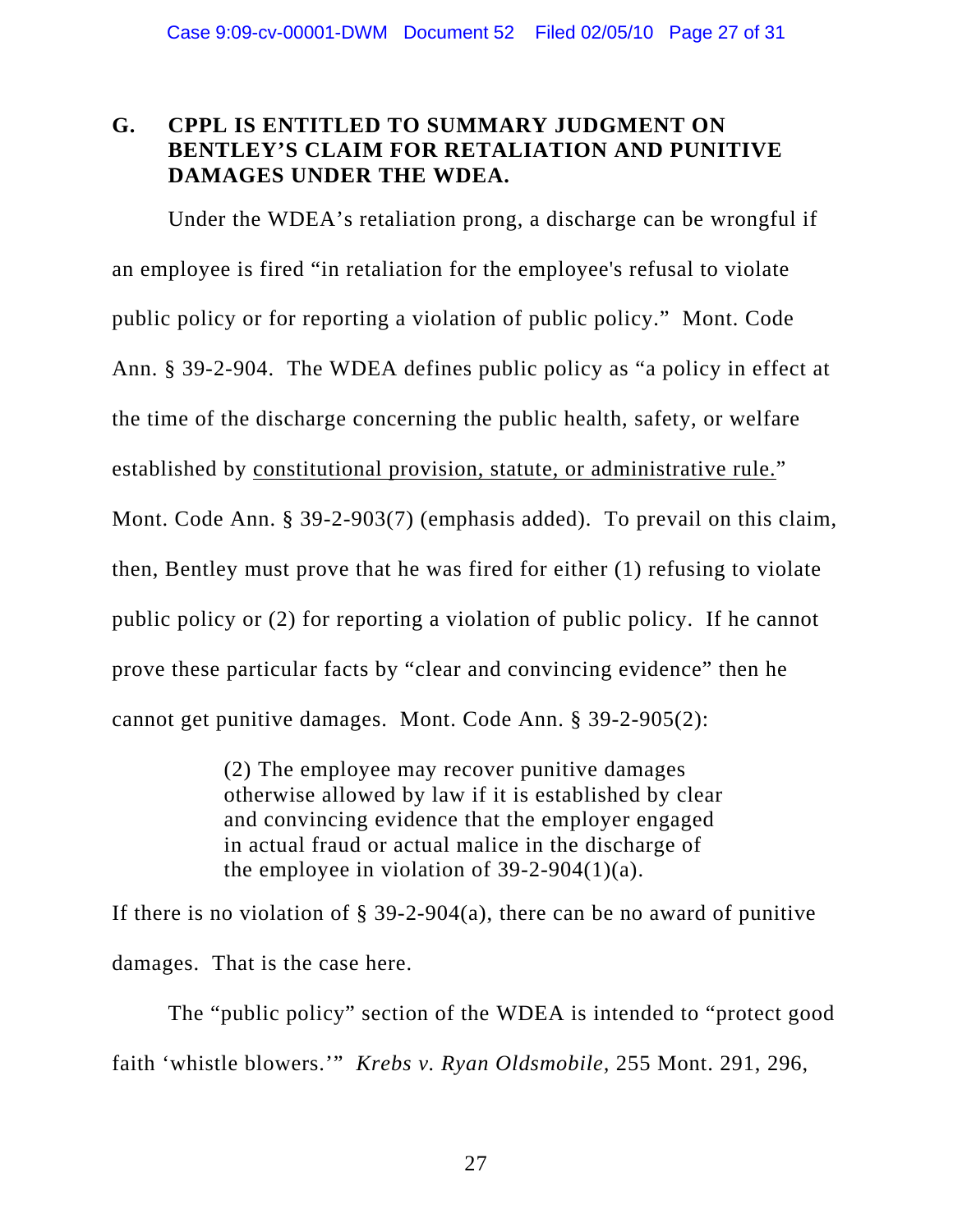## G. CPPL IS ENTITLED TO SUMMARY JUDGMENT ON BENTLEY'S CLAIM FOR RETALIATION AND PUNITIVE DAMAGES UNDER THE WDEA.

Under the WDEA's retaliation prong, a discharge can be wrongful if an employee is fired "in retaliation for the employee's refusal to violate public policy or for reporting a violation of public policy." Mont. Code Ann. § 39-2-904. The WDEA defines public policy as "a policy in effect at the time of the discharge concerning the public health, safety, or welfare established by <u>constitutional provision, statute, or administrative rule.</u>" Mont. Code Ann. § 39-2-903(7) (emphasis added). To prevail on this claim, then, Bentley must prove that he was fired for either (1) refusing to violate public policy or (2) for reporting a violation of public policy. If he cannot prove these particular facts by "clear and convincing evidence" then he cannot get punitive damages. Mont. Code Ann. § 39-2-905(2):

> (2) The employee may recover punitive damages otherwise allowed by law if it is established by clear and convincing evidence that the employer engaged in actual fraud or actual malice in the discharge of the employee in violation of 39-2-904(1)(a).

If there is no violation of § 39-2-904(a), there can be no award of punitive damages. That is the case here.

The "public policy" section of the WDEA is intended to "protect good faith 'whistle blowers.'" *Krebs v. Ryan Oldsmobile*, 255 Mont. 291, 296,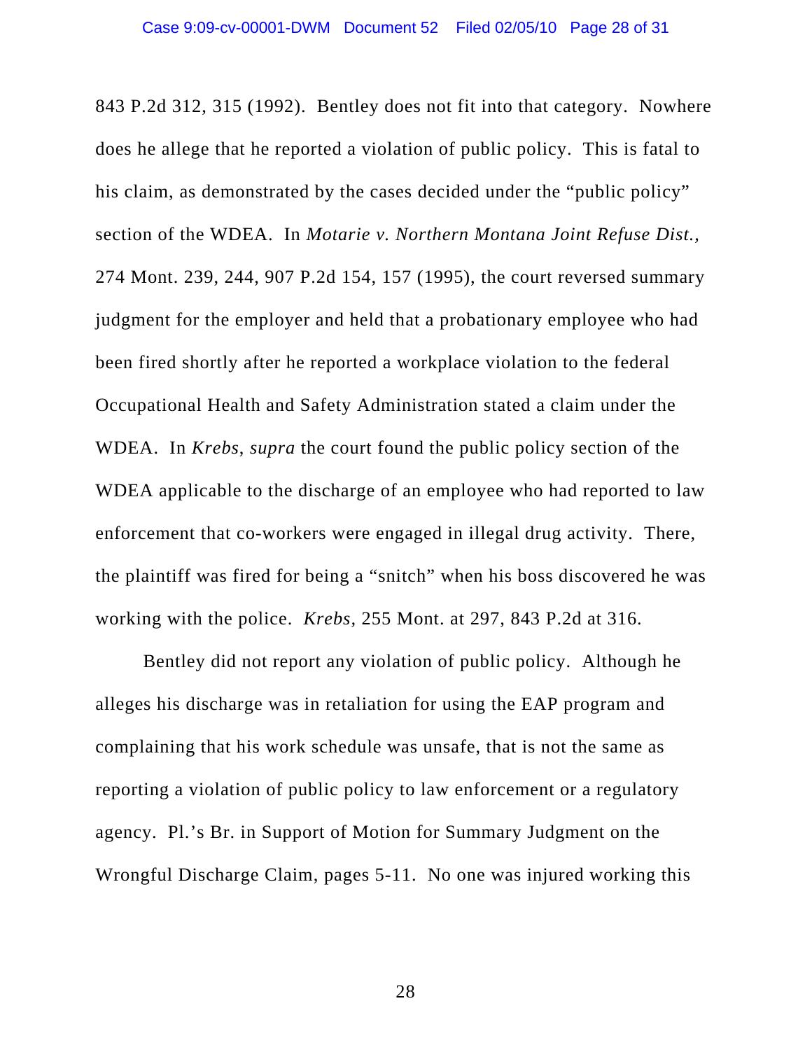843 P.2d 312, 315 (1992). Bentley does not fit into that category. Nowhere does he allege that he reported a violation of public policy. This is fatal to his claim, as demonstrated by the cases decided under the "public policy" section of the WDEA. In *Motarie v. Northern Montana Joint Refuse Dist.*, 274 Mont. 239, 244, 907 P.2d 154, 157 (1995), the court reversed summary judgment for the employer and held that a probationary employee who had been fired shortly after he reported a workplace violation to the federal Occupational Health and Safety Administration stated a claim under the WDEA. In *Krebs*, *supra* the court found the public policy section of the WDEA applicable to the discharge of an employee who had reported to law enforcement that co-workers were engaged in illegal drug activity. There, the plaintiff was fired for being a "snitch" when his boss discovered he was working with the police. *Krebs*, 255 Mont. at 297, 843 P.2d at 316.

Bentley did not report any violation of public policy. Although he alleges his discharge was in retaliation for using the EAP program and complaining that his work schedule was unsafe, that is not the same as reporting a violation of public policy to law enforcement or a regulatory agency. Pl.'s Br. in Support of Motion for Summary Judgment on the Wrongful Discharge Claim, pages 5-11. No one was injured working this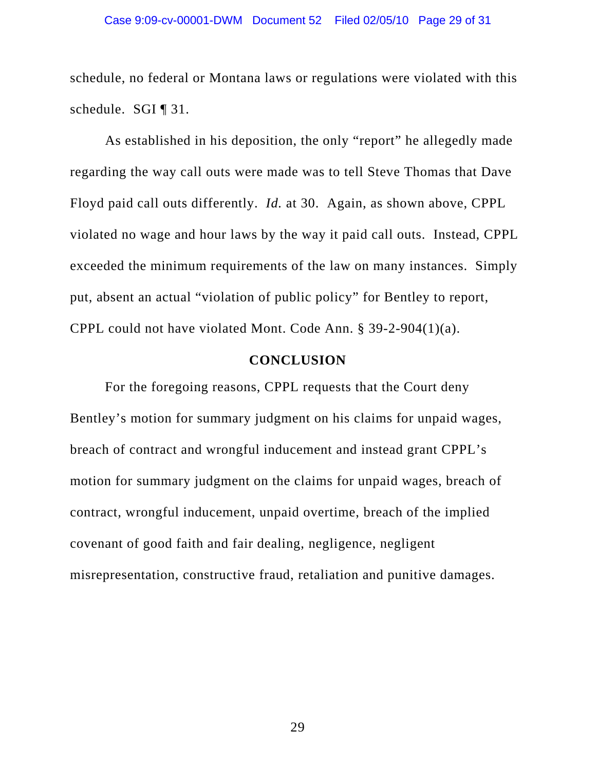schedule, no federal or Montana laws or regulations were violated with this schedule. SGI ¶ 31.

As established in his deposition, the only "report" he allegedly made regarding the way call outs were made was to tell Steve Thomas that Dave Floyd paid call outs differently. *Id.* at 30. Again, as shown above, CPPL violated no wage and hour laws by the way it paid call outs. Instead, CPPL exceeded the minimum requirements of the law on many instances. Simply put, absent an actual "violation of public policy" for Bentley to report, CPPL could not have violated Mont. Code Ann. § 39-2-904(1)(a).

## CONCLUSION

For the foregoing reasons, CPPL requests that the Court deny Bentley's motion for summary judgment on his claims for unpaid wages, breach of contract and wrongful inducement and instead grant CPPL's motion for summary judgment on the claims for unpaid wages, breach of contract, wrongful inducement, unpaid overtime, breach of the implied covenant of good faith and fair dealing, negligence, negligent misrepresentation, constructive fraud, retaliation and punitive damages.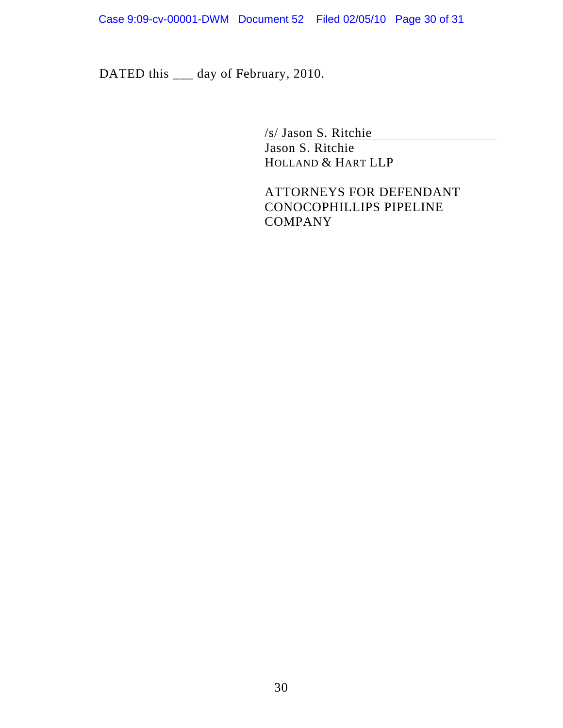DATED this ___ day of February, 2010.

/s/ Jason S. Ritchie
Jason S. Ritchie
HOLLAND & HART LLP

ATTORNEYS FOR DEFENDANT
CONOCOPHILLIPS PIPELINE
COMPANY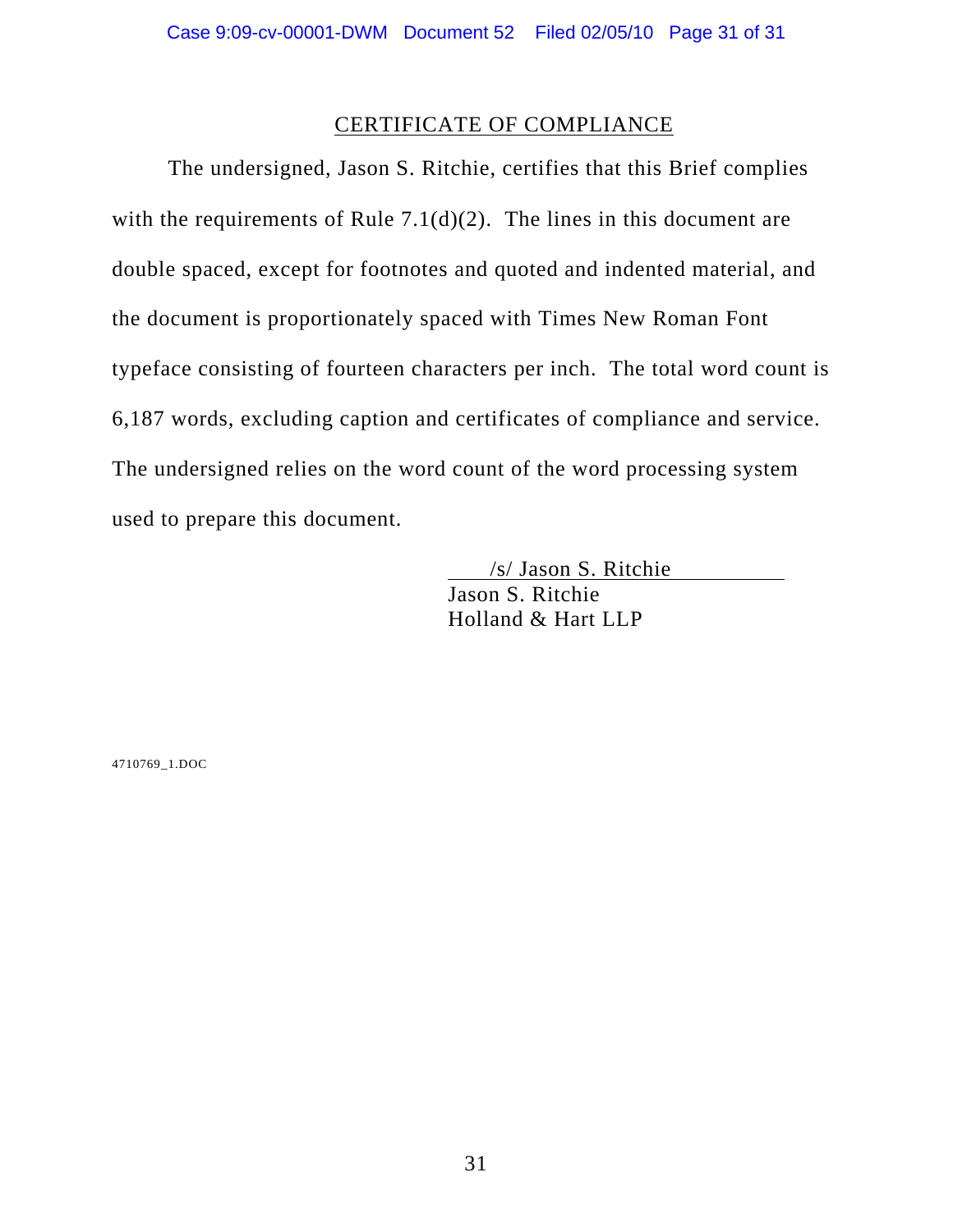## CERTIFICATE OF COMPLIANCE

The undersigned, Jason S. Ritchie, certifies that this Brief complies with the requirements of Rule 7.1(d)(2). The lines in this document are double spaced, except for footnotes and quoted and indented material, and the document is proportionately spaced with Times New Roman Font typeface consisting of fourteen characters per inch. The total word count is 6,187 words, excluding caption and certificates of compliance and service. The undersigned relies on the word count of the word processing system used to prepare this document.

/s/ Jason S. Ritchie
Jason S. Ritchie
Holland & Hart LLP

4710769_1.DOC